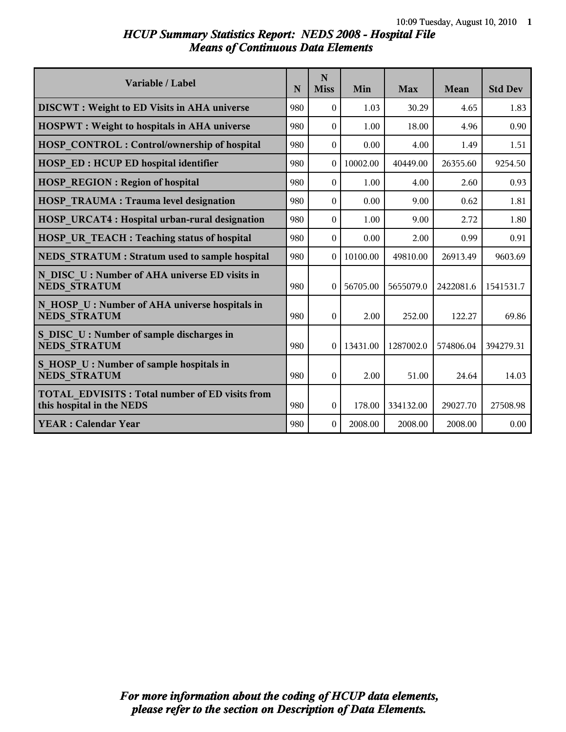# HCUP Summary Statistics Report: NEDS 2008 - Hospital File
## Means of Continuous Data Elements

| Variable / Label | N | N Miss | Min | Max | Mean | Std Dev |
|---|---|---|---|---|---|---|
| **DISCWT : Weight to ED Visits in AHA universe** | 980 | 0 | 1.03 | 30.29 | 4.65 | 1.83 |
| **HOSPWT : Weight to hospitals in AHA universe** | 980 | 0 | 1.00 | 18.00 | 4.96 | 0.90 |
| **HOSP_CONTROL : Control/ownership of hospital** | 980 | 0 | 0.00 | 4.00 | 1.49 | 1.51 |
| **HOSP_ED : HCUP ED hospital identifier** | 980 | 0 | 10002.00 | 40449.00 | 26355.60 | 9254.50 |
| **HOSP_REGION : Region of hospital** | 980 | 0 | 1.00 | 4.00 | 2.60 | 0.93 |
| **HOSP_TRAUMA : Trauma level designation** | 980 | 0 | 0.00 | 9.00 | 0.62 | 1.81 |
| **HOSP_URCAT4 : Hospital urban-rural designation** | 980 | 0 | 1.00 | 9.00 | 2.72 | 1.80 |
| **HOSP_UR_TEACH : Teaching status of hospital** | 980 | 0 | 0.00 | 2.00 | 0.99 | 0.91 |
| **NEDS_STRATUM : Stratum used to sample hospital** | 980 | 0 | 10100.00 | 49810.00 | 26913.49 | 9603.69 |
| **N_DISC_U : Number of AHA universe ED visits in NEDS_STRATUM** | 980 | 0 | 56705.00 | 5655079.0 | 2422081.6 | 1541531.7 |
| **N_HOSP_U : Number of AHA universe hospitals in NEDS_STRATUM** | 980 | 0 | 2.00 | 252.00 | 122.27 | 69.86 |
| **S_DISC_U : Number of sample discharges in NEDS_STRATUM** | 980 | 0 | 13431.00 | 1287002.0 | 574806.04 | 394279.31 |
| **S_HOSP_U : Number of sample hospitals in NEDS_STRATUM** | 980 | 0 | 2.00 | 51.00 | 24.64 | 14.03 |
| **TOTAL_EDVISITS : Total number of ED visits from this hospital in the NEDS** | 980 | 0 | 178.00 | 334132.00 | 29027.70 | 27508.98 |
| **YEAR : Calendar Year** | 980 | 0 | 2008.00 | 2008.00 | 2008.00 | 0.00 |

*For more information about the coding of HCUP data elements, please refer to the section on Description of Data Elements.*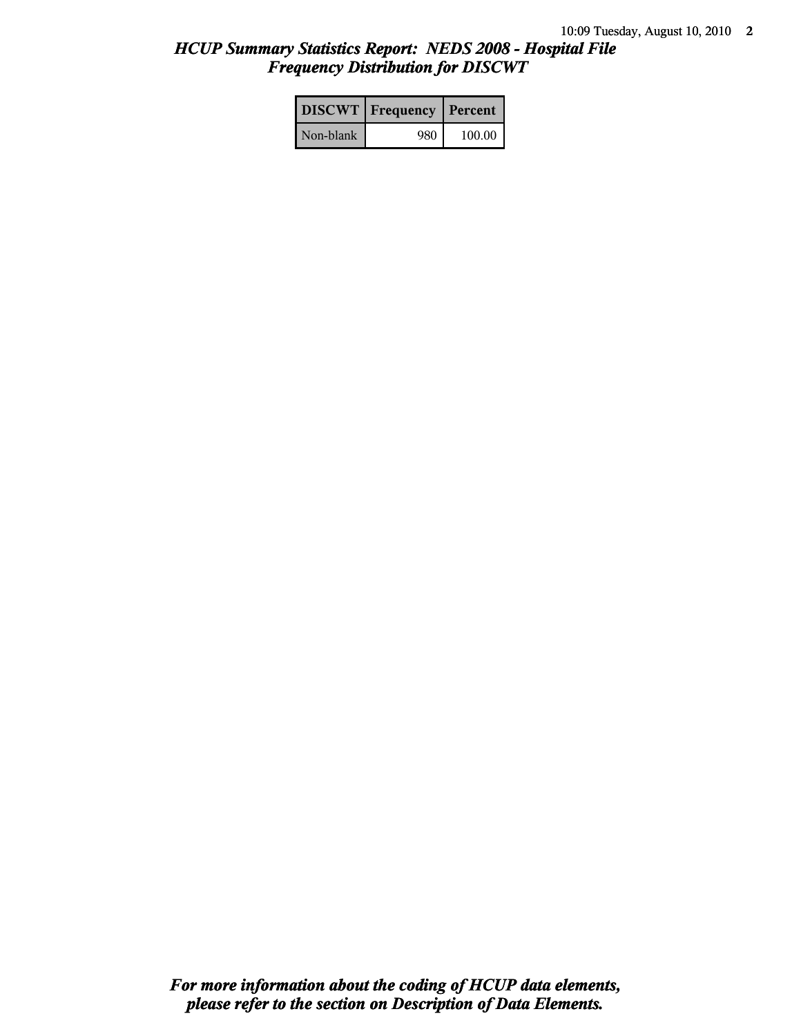# *HCUP Summary Statistics Report: NEDS 2008 - Hospital File*
## *Frequency Distribution for DISCWT*

| DISCWT | Frequency | Percent |
|---|---|---|
| Non-blank | 980 | 100.00 |

***For more information about the coding of HCUP data elements, please refer to the section on Description of Data Elements.***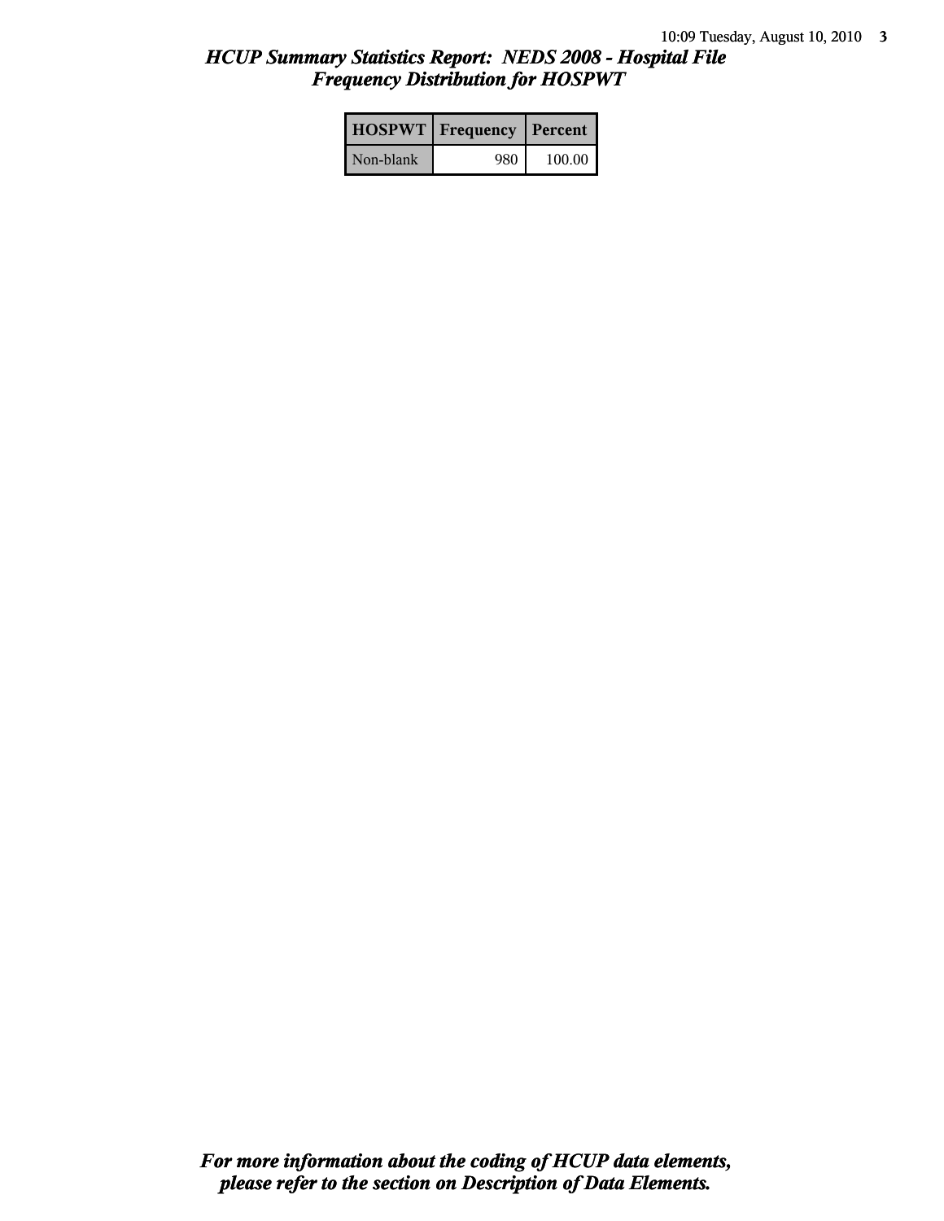## *HCUP Summary Statistics Report: NEDS 2008 - Hospital File*
## *Frequency Distribution for HOSPWT*

| HOSPWT | Frequency | Percent |
|---|---|---|
| Non-blank | 980 | 100.00 |

***For more information about the coding of HCUP data elements, please refer to the section on Description of Data Elements.***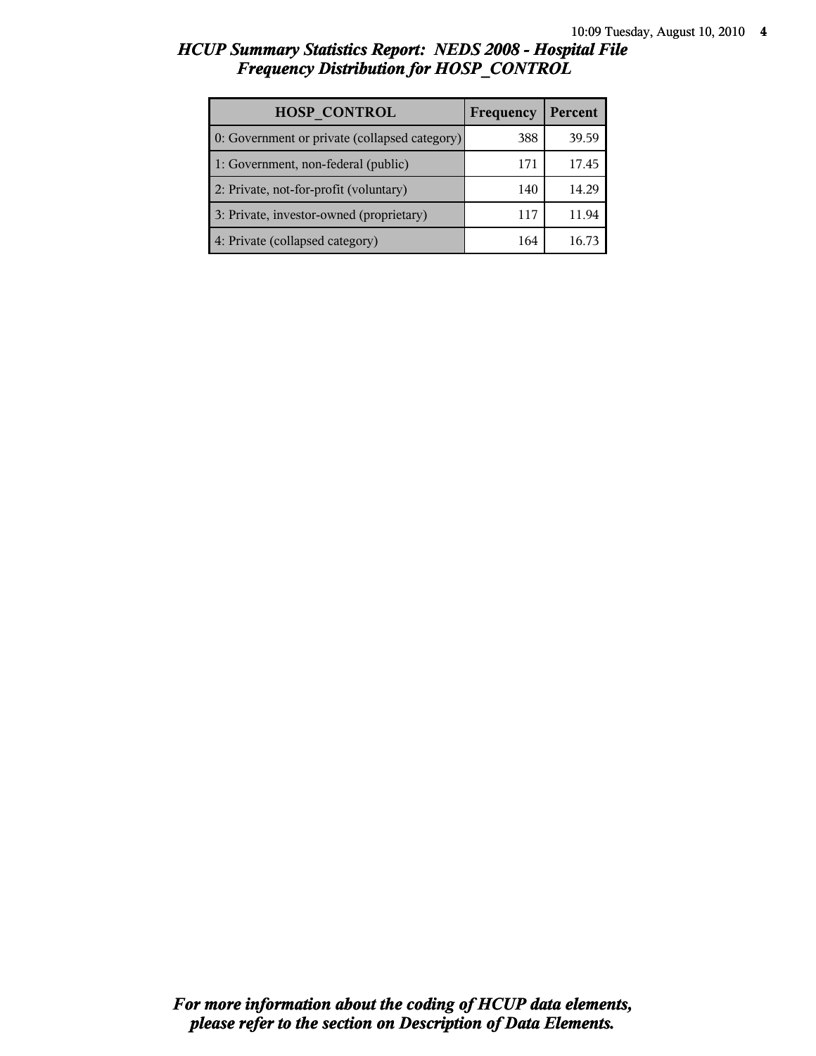## *HCUP Summary Statistics Report: NEDS 2008 - Hospital File*
## *Frequency Distribution for HOSP_CONTROL*

| HOSP_CONTROL | Frequency | Percent |
|---|---|---|
| 0: Government or private (collapsed category) | 388 | 39.59 |
| 1: Government, non-federal (public) | 171 | 17.45 |
| 2: Private, not-for-profit (voluntary) | 140 | 14.29 |
| 3: Private, investor-owned (proprietary) | 117 | 11.94 |
| 4: Private (collapsed category) | 164 | 16.73 |

***For more information about the coding of HCUP data elements, please refer to the section on Description of Data Elements.***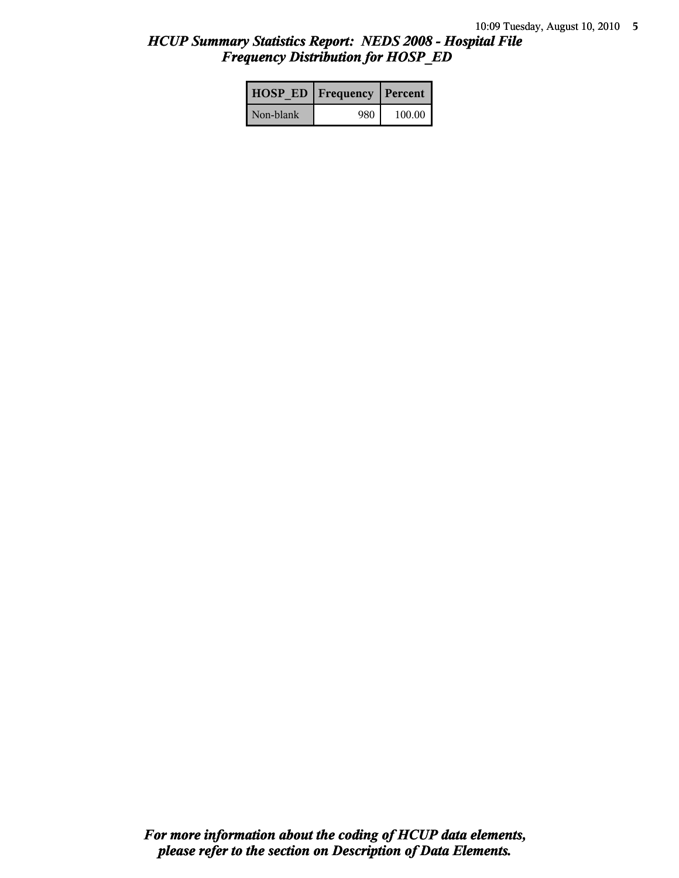# *HCUP Summary Statistics Report: NEDS 2008 - Hospital File*
## *Frequency Distribution for HOSP_ED*

| HOSP_ED | Frequency | Percent |
|---|---|---|
| Non-blank | 980 | 100.00 |

***For more information about the coding of HCUP data elements, please refer to the section on Description of Data Elements.***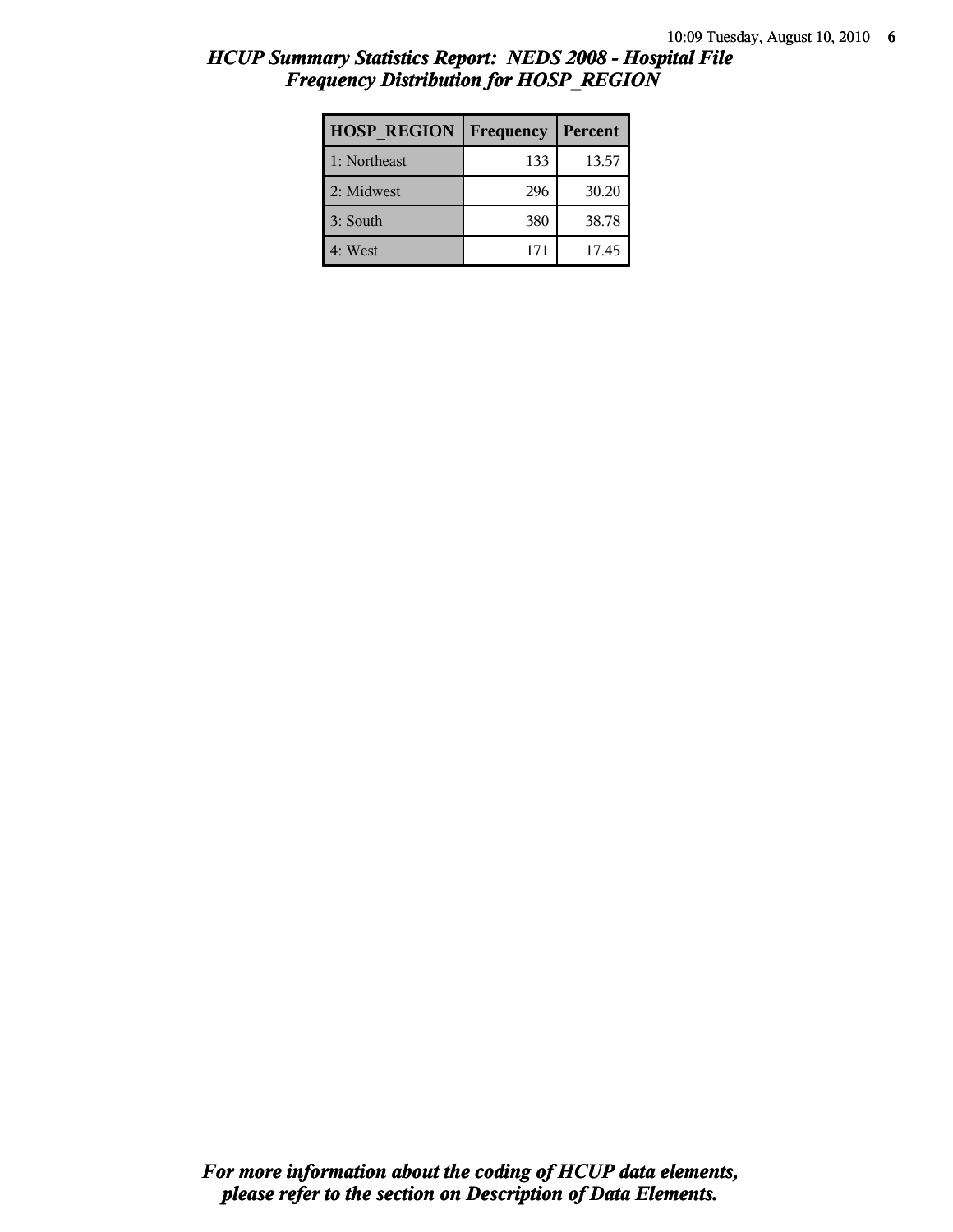## *HCUP Summary Statistics Report: NEDS 2008 - Hospital File*
## *Frequency Distribution for HOSP_REGION*

| HOSP_REGION | Frequency | Percent |
| --- | --- | --- |
| 1: Northeast | 133 | 13.57 |
| 2: Midwest | 296 | 30.20 |
| 3: South | 380 | 38.78 |
| 4: West | 171 | 17.45 |

***For more information about the coding of HCUP data elements, please refer to the section on Description of Data Elements.***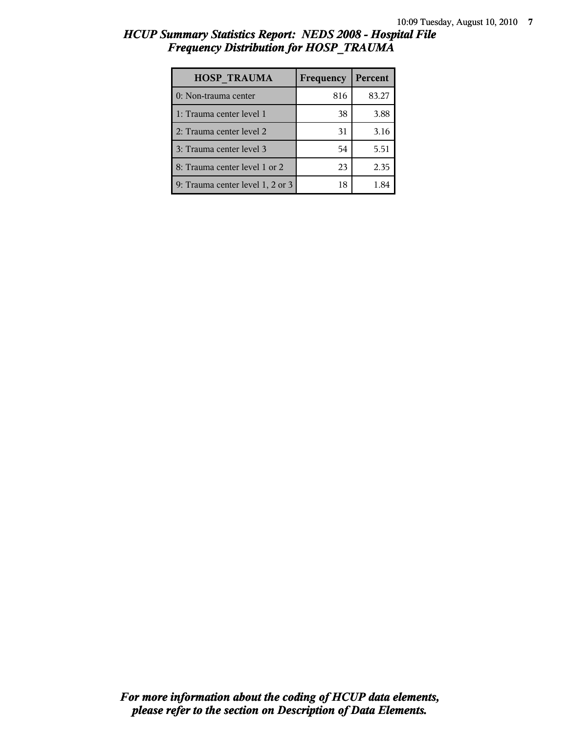# *HCUP Summary Statistics Report: NEDS 2008 - Hospital File*
## *Frequency Distribution for HOSP_TRAUMA*

| HOSP_TRAUMA | Frequency | Percent |
|---|---|---|
| 0: Non-trauma center | 816 | 83.27 |
| 1: Trauma center level 1 | 38 | 3.88 |
| 2: Trauma center level 2 | 31 | 3.16 |
| 3: Trauma center level 3 | 54 | 5.51 |
| 8: Trauma center level 1 or 2 | 23 | 2.35 |
| 9: Trauma center level 1, 2 or 3 | 18 | 1.84 |

***For more information about the coding of HCUP data elements, please refer to the section on Description of Data Elements.***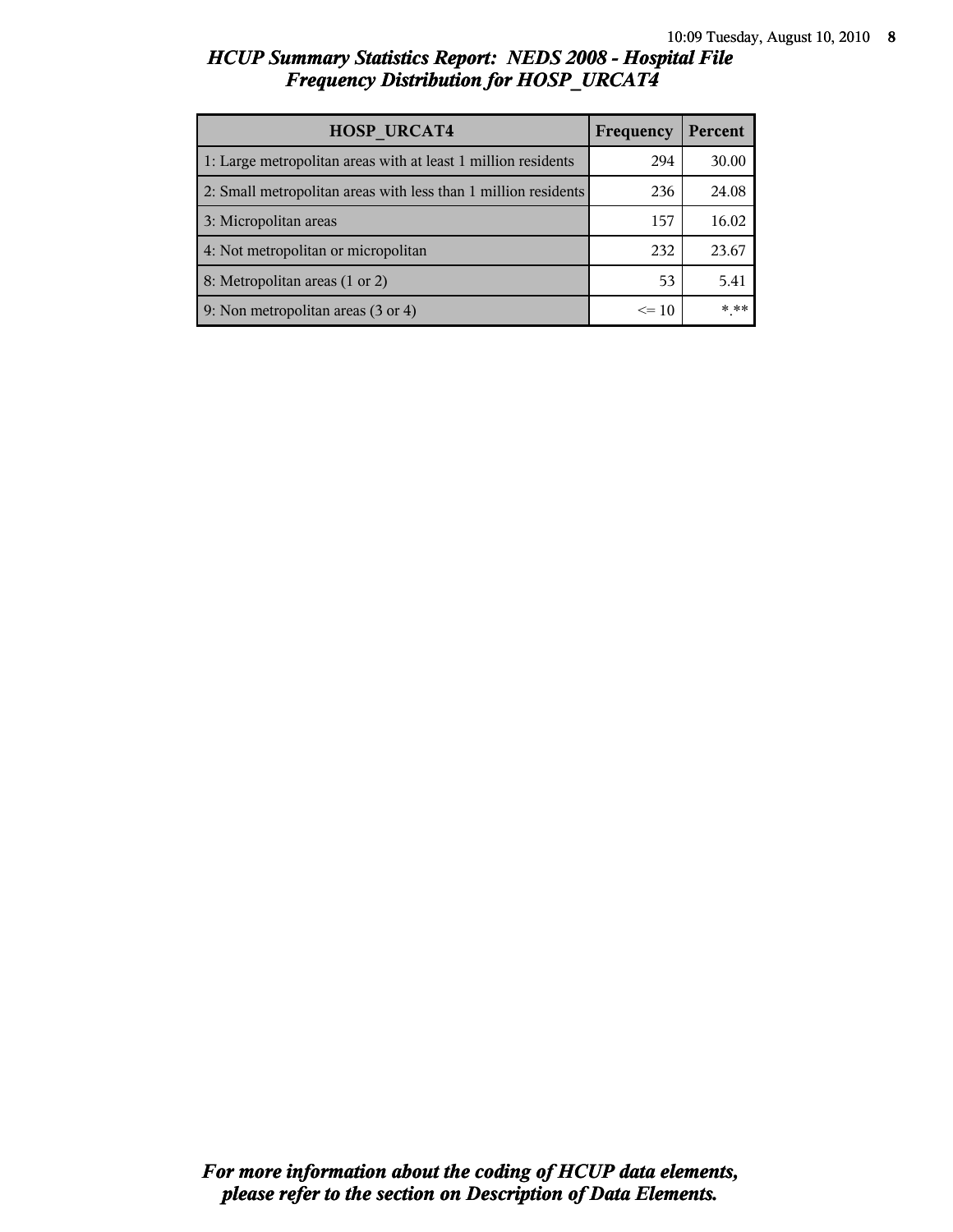## *HCUP Summary Statistics Report: NEDS 2008 - Hospital File*
## *Frequency Distribution for HOSP_URCAT4*

| HOSP_URCAT4 | Frequency | Percent |
|---|---|---|
| 1: Large metropolitan areas with at least 1 million residents | 294 | 30.00 |
| 2: Small metropolitan areas with less than 1 million residents | 236 | 24.08 |
| 3: Micropolitan areas | 157 | 16.02 |
| 4: Not metropolitan or micropolitan | 232 | 23.67 |
| 8: Metropolitan areas (1 or 2) | 53 | 5.41 |
| 9: Non metropolitan areas (3 or 4) | <= 10 | *.** |

***For more information about the coding of HCUP data elements, please refer to the section on Description of Data Elements.***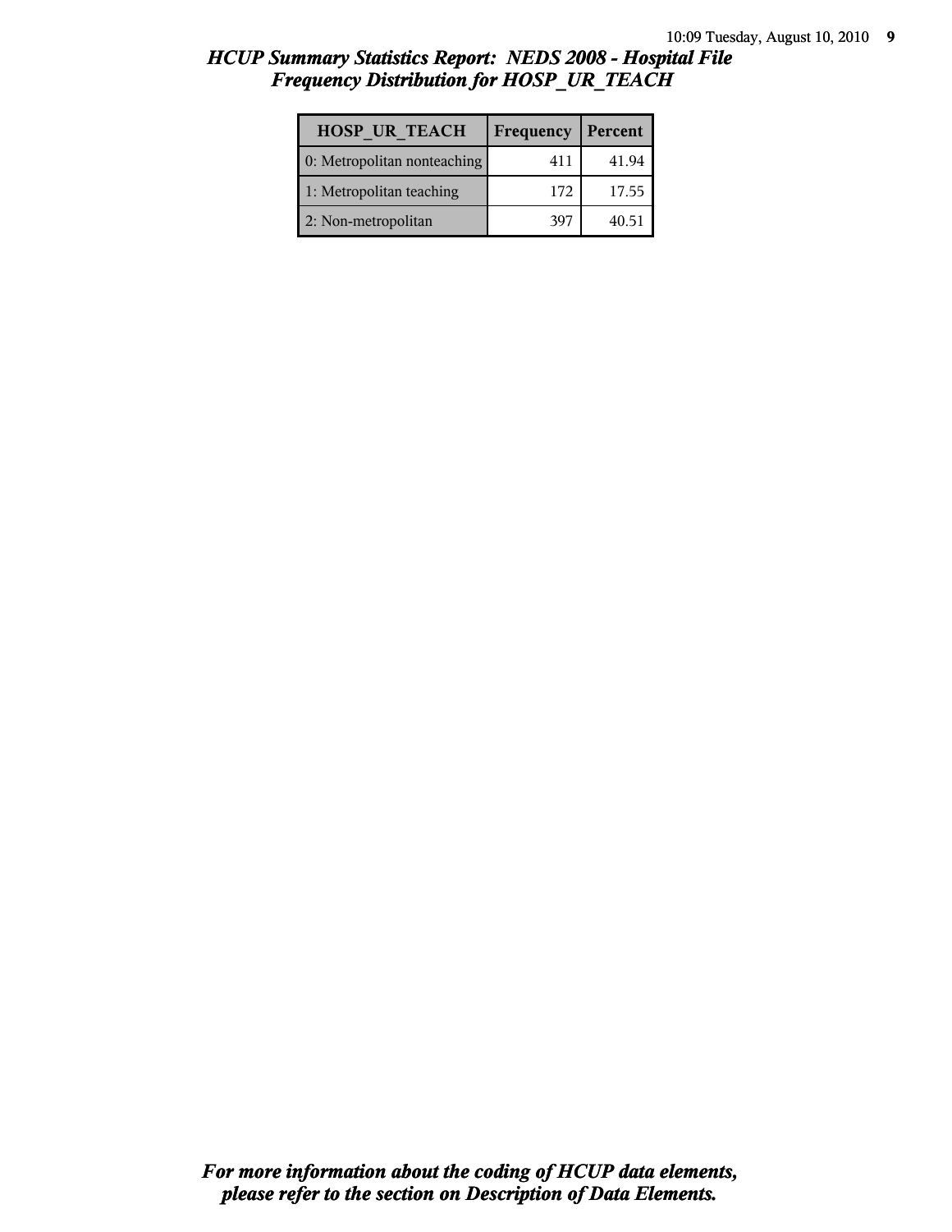## *HCUP Summary Statistics Report: NEDS 2008 - Hospital File*
## *Frequency Distribution for HOSP_UR_TEACH*

| HOSP_UR_TEACH | Frequency | Percent |
|---|---|---|
| 0: Metropolitan nonteaching | 411 | 41.94 |
| 1: Metropolitan teaching | 172 | 17.55 |
| 2: Non-metropolitan | 397 | 40.51 |

***For more information about the coding of HCUP data elements, please refer to the section on Description of Data Elements.***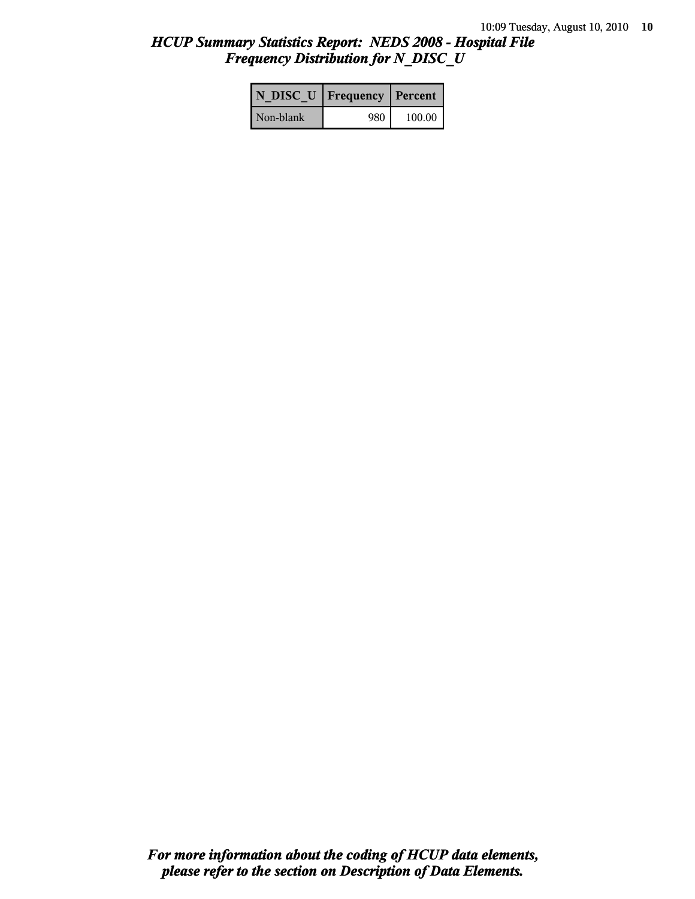# HCUP Summary Statistics Report: NEDS 2008 - Hospital File

## Frequency Distribution for N_DISC_U

| N_DISC_U | Frequency | Percent |
|---|---|---|
| Non-blank | 980 | 100.00 |

*For more information about the coding of HCUP data elements, please refer to the section on Description of Data Elements.*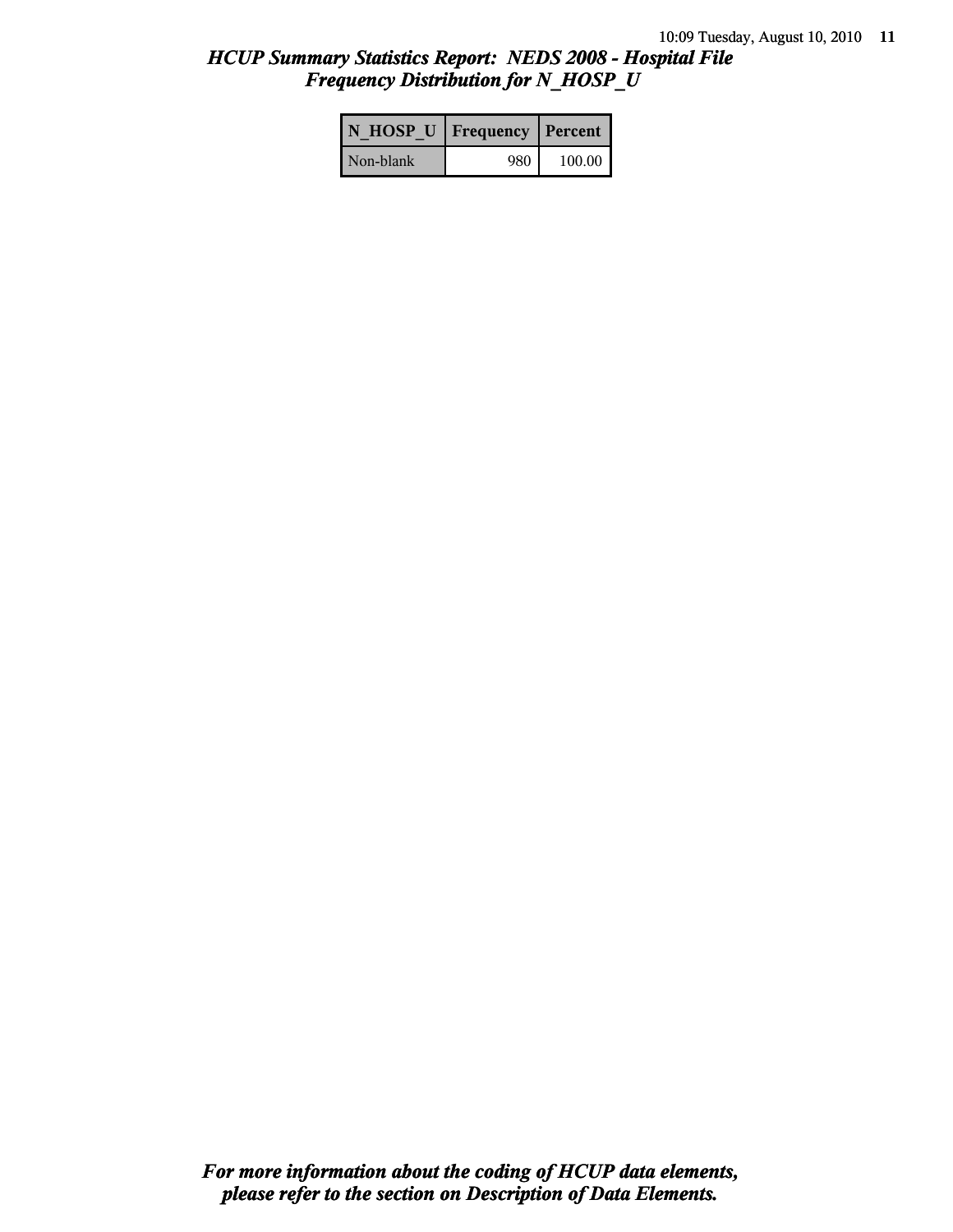# HCUP Summary Statistics Report: NEDS 2008 - Hospital File
## Frequency Distribution for N_HOSP_U

| N_HOSP_U | Frequency | Percent |
| --- | --- | --- |
| Non-blank | 980 | 100.00 |

***For more information about the coding of HCUP data elements, please refer to the section on Description of Data Elements.***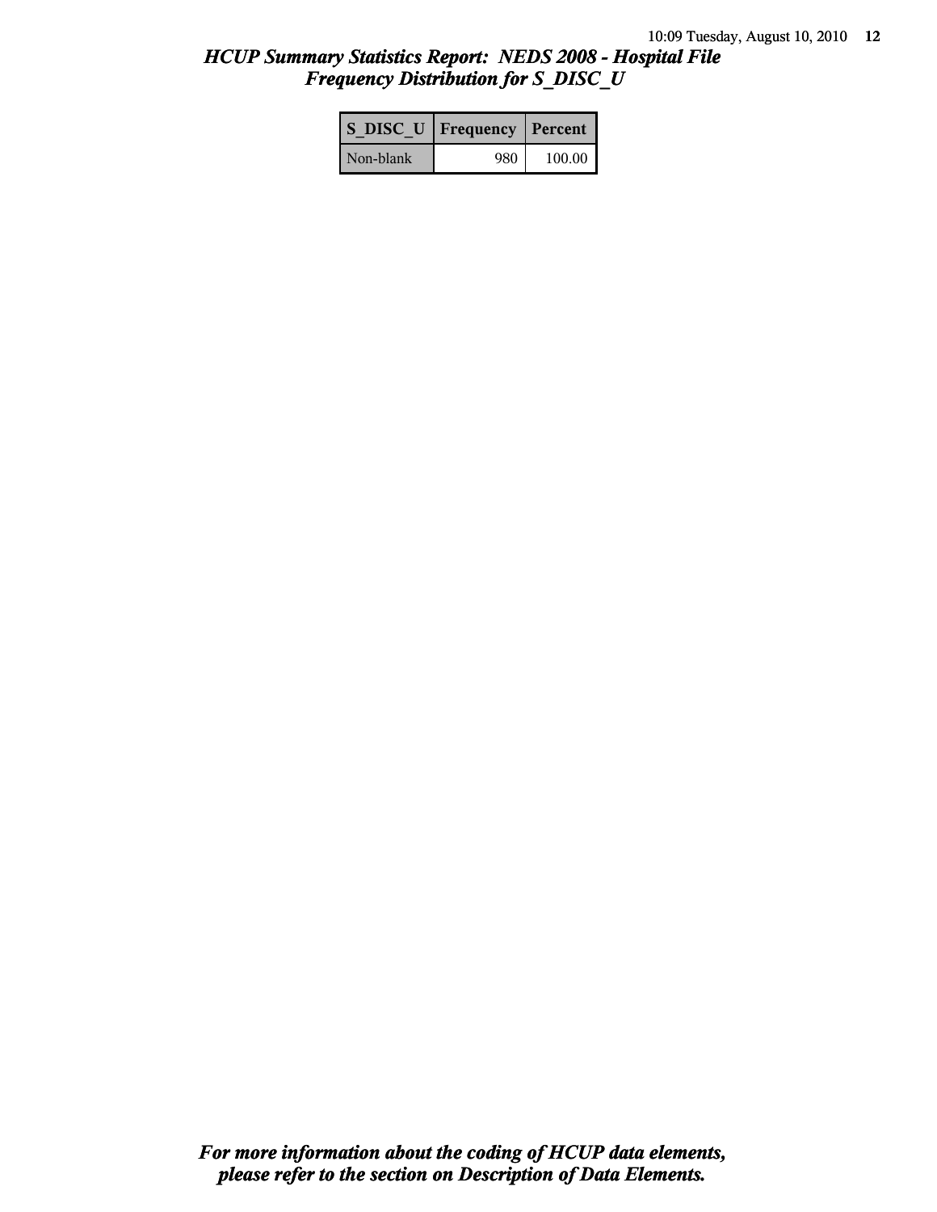# HCUP Summary Statistics Report: NEDS 2008 - Hospital File
## Frequency Distribution for S_DISC_U

| S_DISC_U | Frequency | Percent |
|---|---|---|
| Non-blank | 980 | 100.00 |

***For more information about the coding of HCUP data elements, please refer to the section on Description of Data Elements.***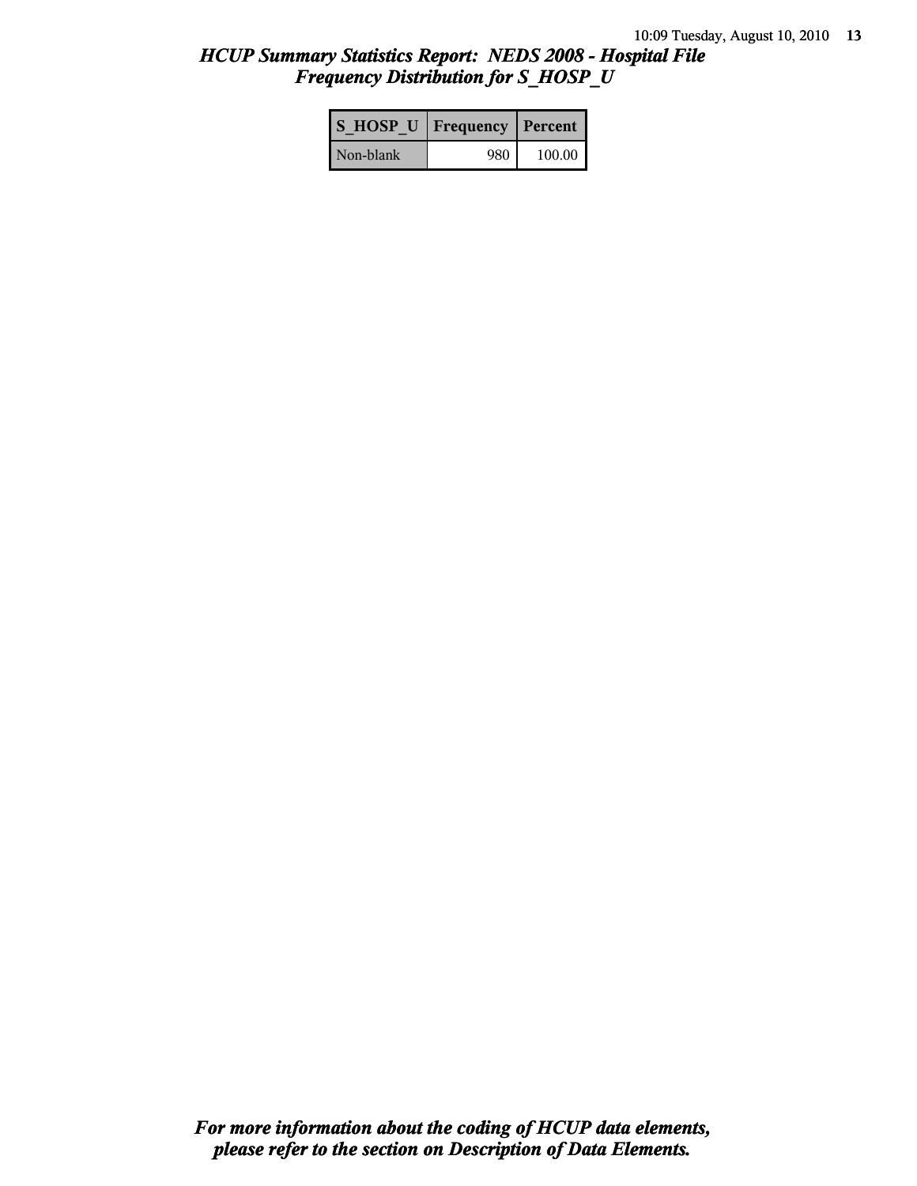## *HCUP Summary Statistics Report: NEDS 2008 - Hospital File*
## *Frequency Distribution for S_HOSP_U*

| S_HOSP_U | Frequency | Percent |
|---|---|---|
| Non-blank | 980 | 100.00 |

***For more information about the coding of HCUP data elements, please refer to the section on Description of Data Elements.***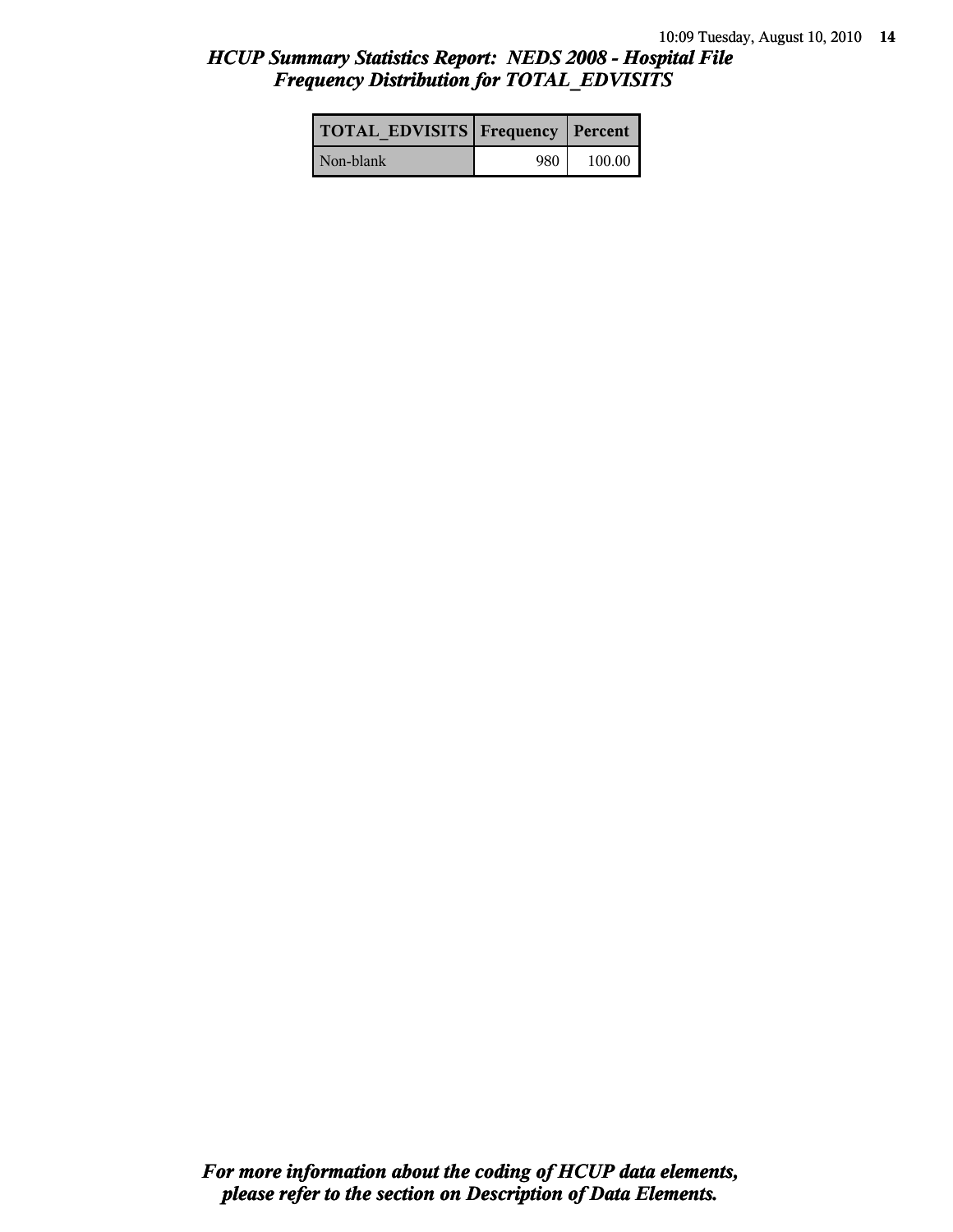## *HCUP Summary Statistics Report: NEDS 2008 - Hospital File*
## *Frequency Distribution for TOTAL_EDVISITS*

| TOTAL_EDVISITS | Frequency | Percent |
|---|---|---|
| Non-blank | 980 | 100.00 |

***For more information about the coding of HCUP data elements, please refer to the section on Description of Data Elements.***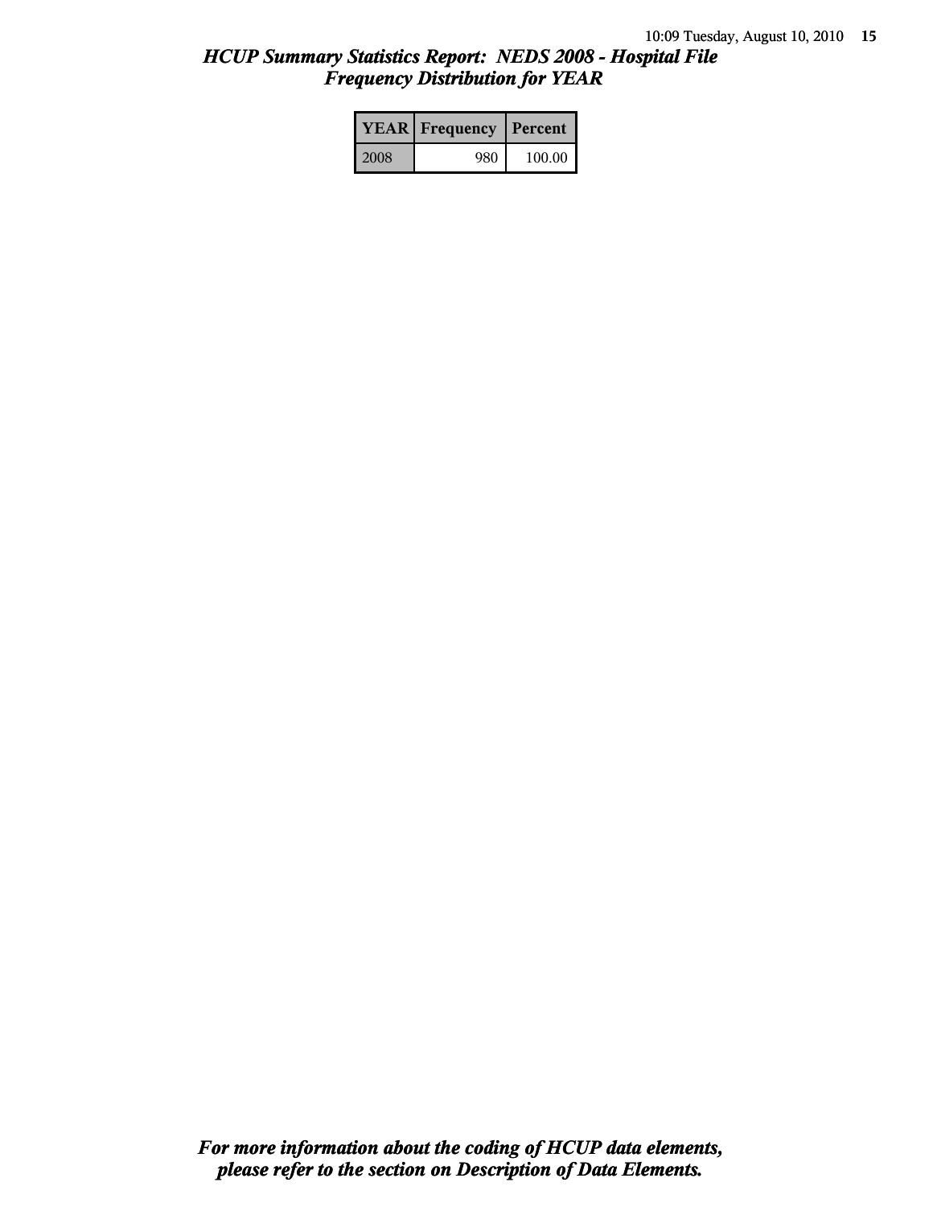## *HCUP Summary Statistics Report: NEDS 2008 - Hospital File*
## *Frequency Distribution for YEAR*

| YEAR | Frequency | Percent |
|---|---|---|
| 2008 | 980 | 100.00 |

***For more information about the coding of HCUP data elements, please refer to the section on Description of Data Elements.***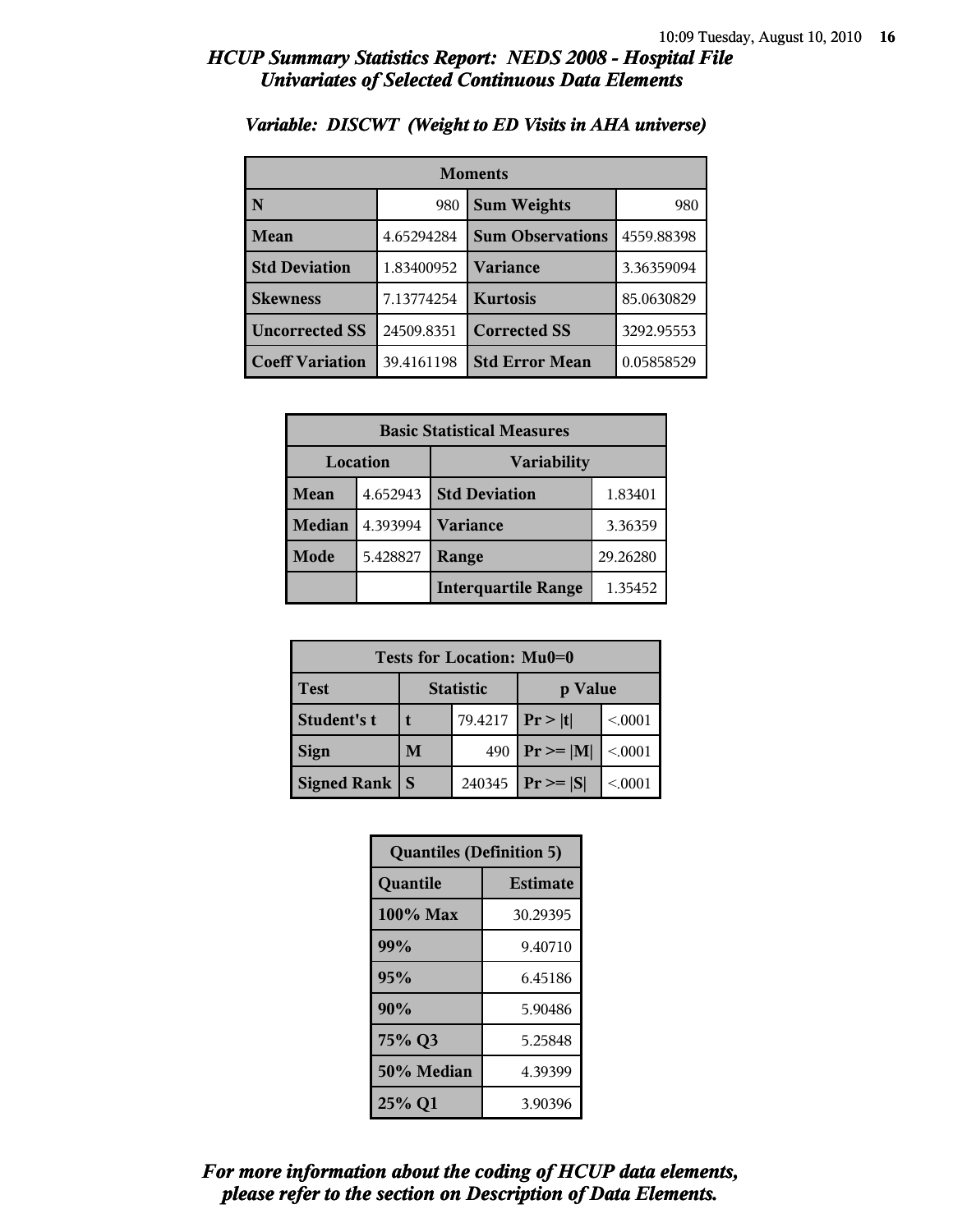# *HCUP Summary Statistics Report: NEDS 2008 - Hospital File*
## *Univariates of Selected Continuous Data Elements*

### *Variable: DISCWT (Weight to ED Visits in AHA universe)*

| Moments | | | |
|---|---|---|---|
| **N** | 980 | **Sum Weights** | 980 |
| **Mean** | 4.65294284 | **Sum Observations** | 4559.88398 |
| **Std Deviation** | 1.83400952 | **Variance** | 3.36359094 |
| **Skewness** | 7.13774254 | **Kurtosis** | 85.0630829 |
| **Uncorrected SS** | 24509.8351 | **Corrected SS** | 3292.95553 |
| **Coeff Variation** | 39.4161198 | **Std Error Mean** | 0.05858529 |

| Basic Statistical Measures | | | |
|---|---|---|---|
| Location | | Variability | |
| **Mean** | 4.652943 | **Std Deviation** | 1.83401 |
| **Median** | 4.393994 | **Variance** | 3.36359 |
| **Mode** | 5.428827 | **Range** | 29.26280 |
| | | **Interquartile Range** | 1.35452 |

| Tests for Location: Mu0=0 | | | | |
|---|---|---|---|---|
| **Test** | Statistic | | p Value | |
| **Student's t** | **t** | 79.4217 | **Pr > \|t\|** | <.0001 |
| **Sign** | **M** | 490 | **Pr >= \|M\|** | <.0001 |
| **Signed Rank** | **S** | 240345 | **Pr >= \|S\|** | <.0001 |

| Quantiles (Definition 5) | |
|---|---|
| **Quantile** | **Estimate** |
| **100% Max** | 30.29395 |
| **99%** | 9.40710 |
| **95%** | 6.45186 |
| **90%** | 5.90486 |
| **75% Q3** | 5.25848 |
| **50% Median** | 4.39399 |
| **25% Q1** | 3.90396 |

***For more information about the coding of HCUP data elements, please refer to the section on Description of Data Elements.***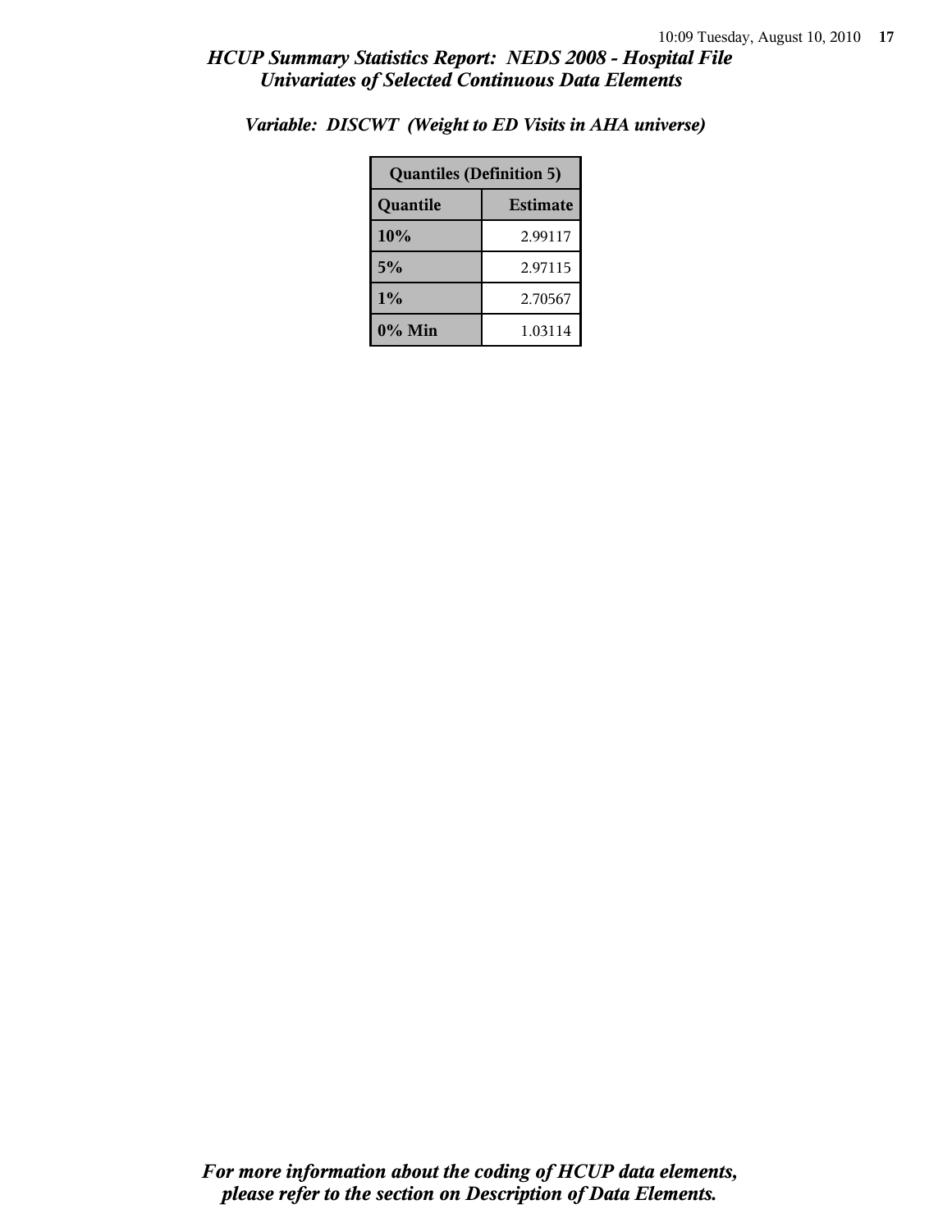*Variable: DISCWT (Weight to ED Visits in AHA universe)*

| Quantiles (Definition 5) | |
|---|---|
| **Quantile** | **Estimate** |
| **10%** | 2.99117 |
| **5%** | 2.97115 |
| **1%** | 2.70567 |
| **0% Min** | 1.03114 |

***For more information about the coding of HCUP data elements, please refer to the section on Description of Data Elements.***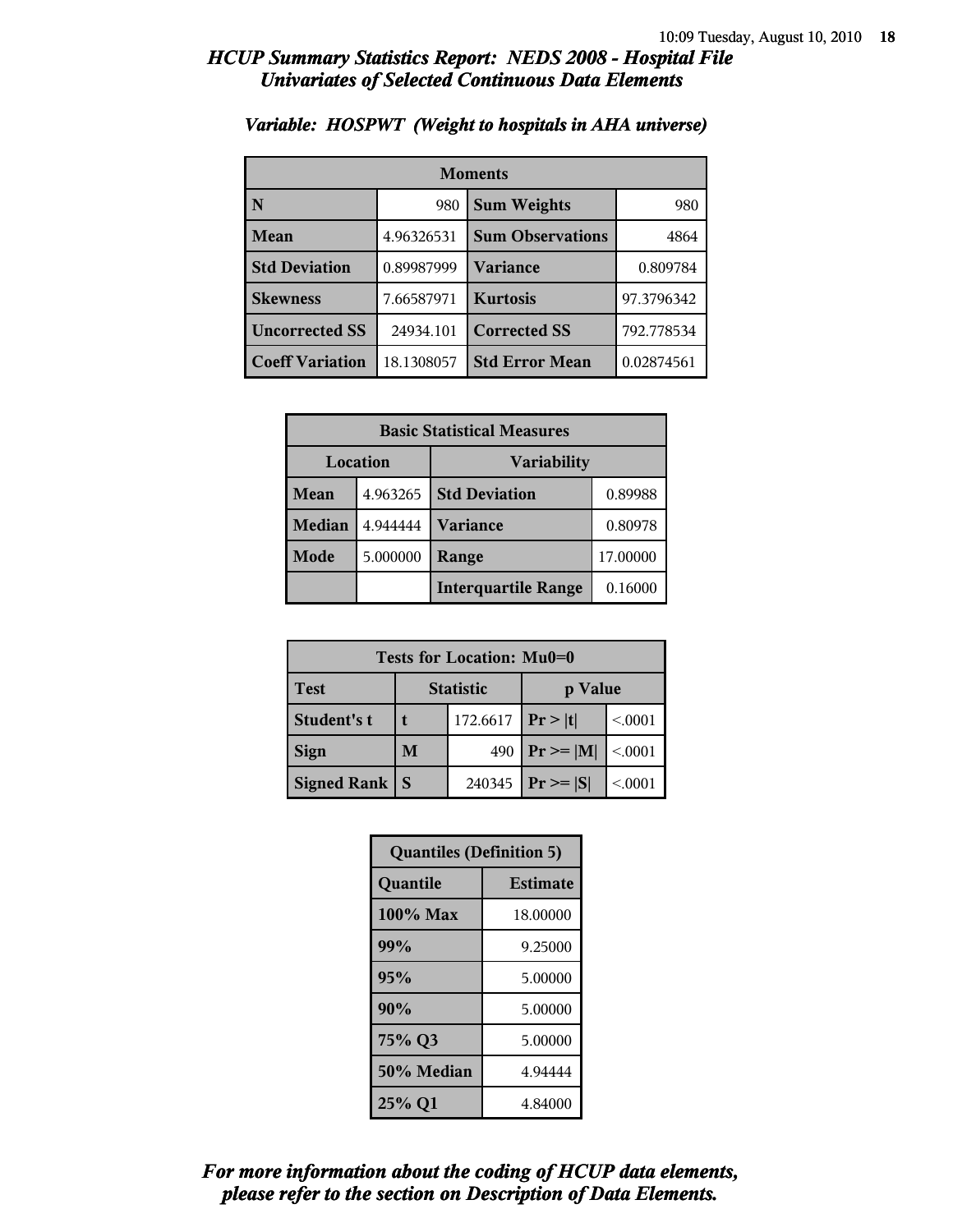# HCUP Summary Statistics Report: NEDS 2008 - Hospital File
## Univariates of Selected Continuous Data Elements

### Variable: HOSPWT (Weight to hospitals in AHA universe)

| Moments | | | |
|---|---|---|---|
| N | 980 | Sum Weights | 980 |
| Mean | 4.96326531 | Sum Observations | 4864 |
| Std Deviation | 0.89987999 | Variance | 0.809784 |
| Skewness | 7.66587971 | Kurtosis | 97.3796342 |
| Uncorrected SS | 24934.101 | Corrected SS | 792.778534 |
| Coeff Variation | 18.1308057 | Std Error Mean | 0.02874561 |

| Basic Statistical Measures | | | |
|---|---|---|---|
| Location | | Variability | |
| Mean | 4.963265 | Std Deviation | 0.89988 |
| Median | 4.944444 | Variance | 0.80978 |
| Mode | 5.000000 | Range | 17.00000 |
| | | Interquartile Range | 0.16000 |

| Tests for Location: Mu0=0 | | | | |
|---|---|---|---|---|
| Test | Statistic | | p Value | |
| Student's t | t | 172.6617 | Pr > \|t\| | <.0001 |
| Sign | M | 490 | Pr >= \|M\| | <.0001 |
| Signed Rank | S | 240345 | Pr >= \|S\| | <.0001 |

| Quantiles (Definition 5) | |
|---|---|
| Quantile | Estimate |
| 100% Max | 18.00000 |
| 99% | 9.25000 |
| 95% | 5.00000 |
| 90% | 5.00000 |
| 75% Q3 | 5.00000 |
| 50% Median | 4.94444 |
| 25% Q1 | 4.84000 |

*For more information about the coding of HCUP data elements, please refer to the section on Description of Data Elements.*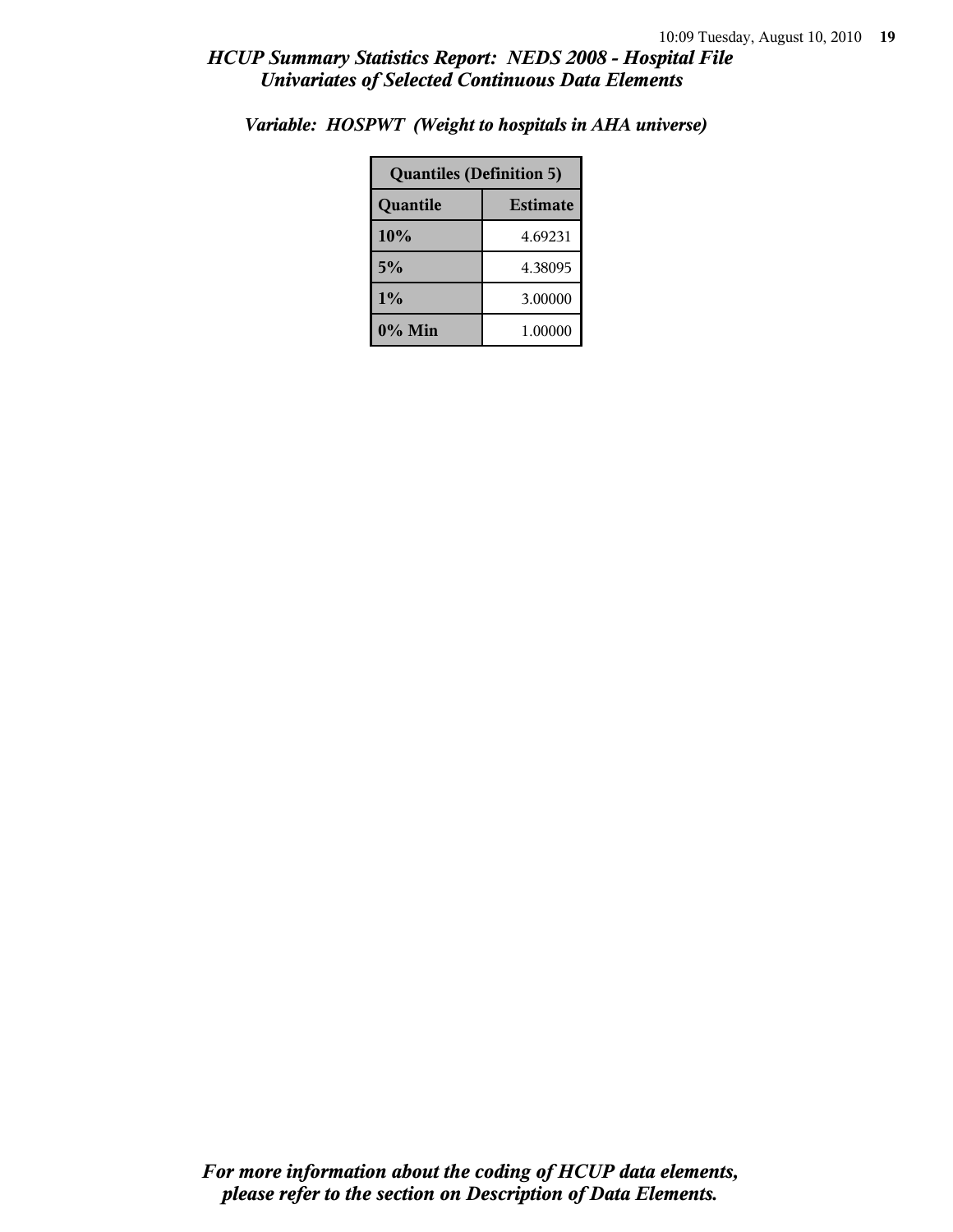*Variable: HOSPWT (Weight to hospitals in AHA universe)*

| Quantiles (Definition 5) | |
|---|---|
| **Quantile** | **Estimate** |
| **10%** | 4.69231 |
| **5%** | 4.38095 |
| **1%** | 3.00000 |
| **0% Min** | 1.00000 |

***For more information about the coding of HCUP data elements, please refer to the section on Description of Data Elements.***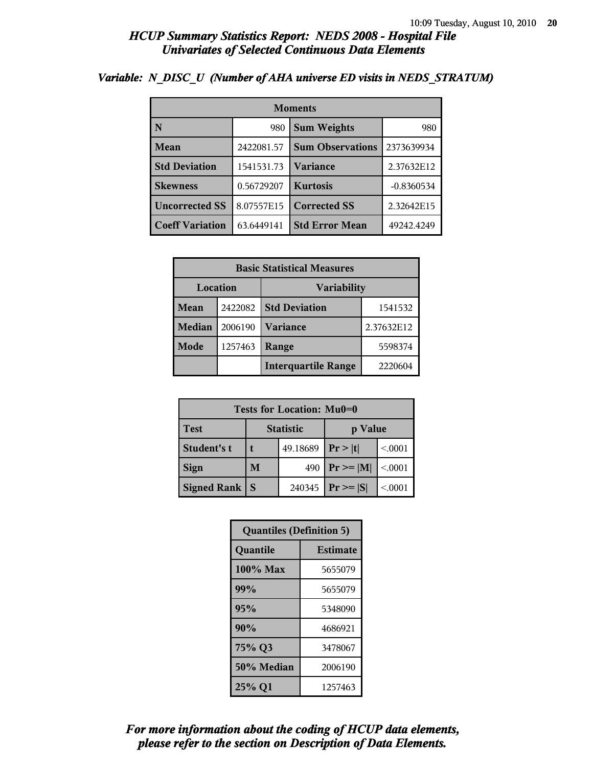## HCUP Summary Statistics Report: NEDS 2008 - Hospital File
## Univariates of Selected Continuous Data Elements

### Variable: N_DISC_U (Number of AHA universe ED visits in NEDS_STRATUM)

| Moments | | | |
|---|---|---|---|
| N | 980 | Sum Weights | 980 |
| Mean | 2422081.57 | Sum Observations | 2373639934 |
| Std Deviation | 1541531.73 | Variance | 2.37632E12 |
| Skewness | 0.56729207 | Kurtosis | -0.8360534 |
| Uncorrected SS | 8.07557E15 | Corrected SS | 2.32642E15 |
| Coeff Variation | 63.6449141 | Std Error Mean | 49242.4249 |

| Basic Statistical Measures | | | |
|---|---|---|---|
| Location | | Variability | |
| Mean | 2422082 | Std Deviation | 1541532 |
| Median | 2006190 | Variance | 2.37632E12 |
| Mode | 1257463 | Range | 5598374 |
| | | Interquartile Range | 2220604 |

| Tests for Location: Mu0=0 | | | | |
|---|---|---|---|---|
| Test | Statistic | | p Value | |
| Student's t | t | 49.18689 | Pr > \|t\| | <.0001 |
| Sign | M | 490 | Pr >= \|M\| | <.0001 |
| Signed Rank | S | 240345 | Pr >= \|S\| | <.0001 |

| Quantiles (Definition 5) | |
|---|---|
| Quantile | Estimate |
| 100% Max | 5655079 |
| 99% | 5655079 |
| 95% | 5348090 |
| 90% | 4686921 |
| 75% Q3 | 3478067 |
| 50% Median | 2006190 |
| 25% Q1 | 1257463 |

*For more information about the coding of HCUP data elements, please refer to the section on Description of Data Elements.*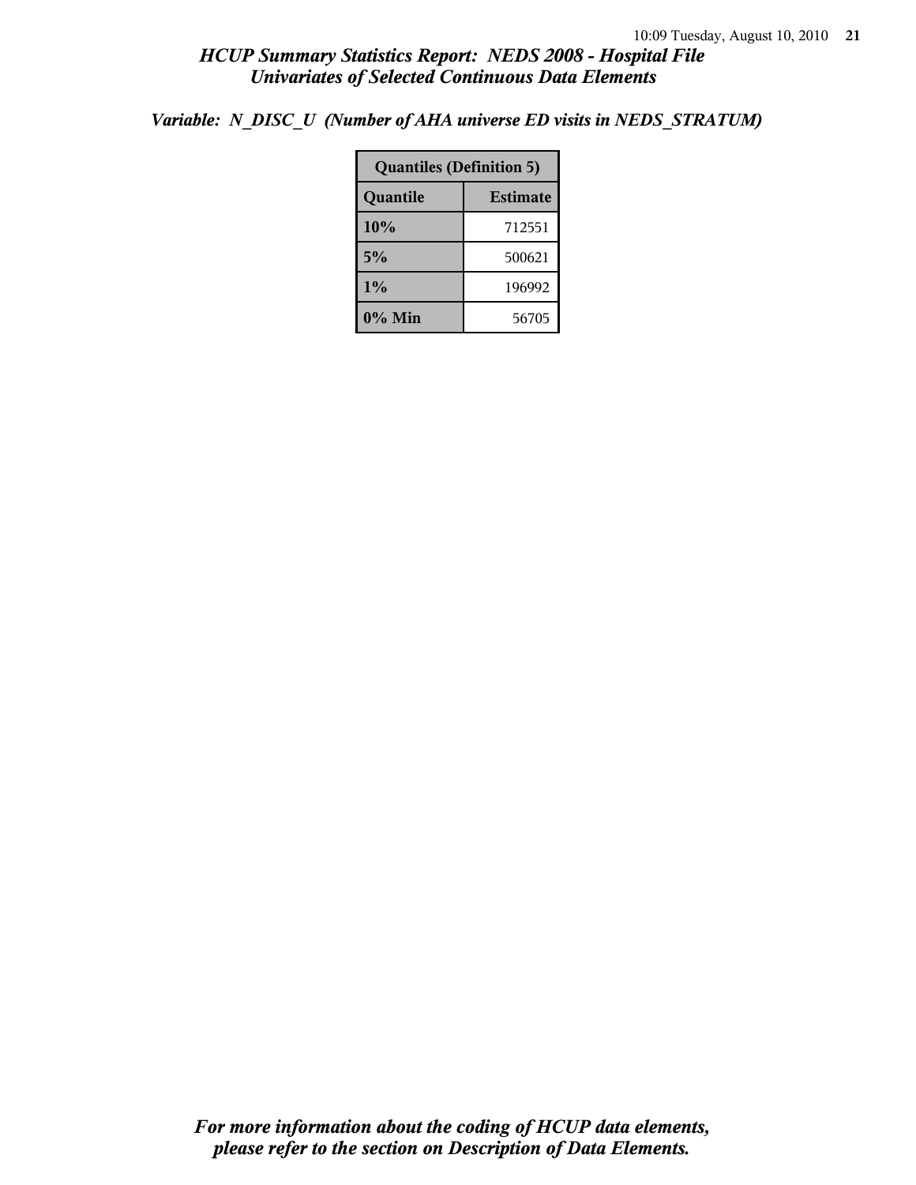*Variable: N_DISC_U (Number of AHA universe ED visits in NEDS_STRATUM)*

| Quantiles (Definition 5) | |
|---|---|
| **Quantile** | **Estimate** |
| **10%** | 712551 |
| **5%** | 500621 |
| **1%** | 196992 |
| **0% Min** | 56705 |

***For more information about the coding of HCUP data elements, please refer to the section on Description of Data Elements.***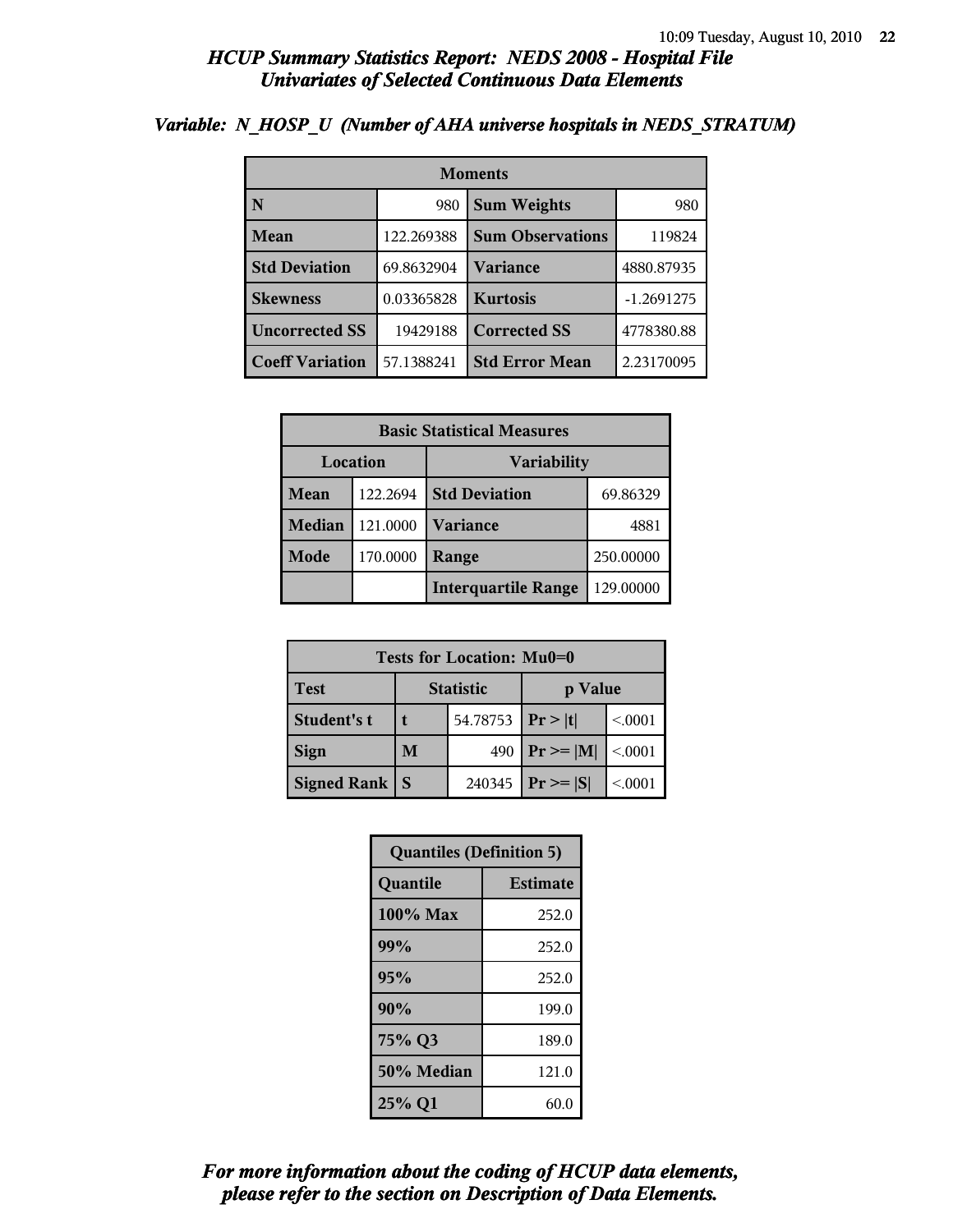# HCUP Summary Statistics Report: NEDS 2008 - Hospital File
## Univariates of Selected Continuous Data Elements

### Variable: N_HOSP_U (Number of AHA universe hospitals in NEDS_STRATUM)

| Moments | | | |
|---|---|---|---|
| N | 980 | Sum Weights | 980 |
| Mean | 122.269388 | Sum Observations | 119824 |
| Std Deviation | 69.8632904 | Variance | 4880.87935 |
| Skewness | 0.03365828 | Kurtosis | -1.2691275 |
| Uncorrected SS | 19429188 | Corrected SS | 4778380.88 |
| Coeff Variation | 57.1388241 | Std Error Mean | 2.23170095 |

| Basic Statistical Measures | | | |
|---|---|---|---|
| Location | | Variability | |
| Mean | 122.2694 | Std Deviation | 69.86329 |
| Median | 121.0000 | Variance | 4881 |
| Mode | 170.0000 | Range | 250.00000 |
| | | Interquartile Range | 129.00000 |

| Tests for Location: Mu0=0 | | | | |
|---|---|---|---|---|
| Test | Statistic | | p Value | |
| Student's t | t | 54.78753 | Pr > \|t\| | <.0001 |
| Sign | M | 490 | Pr >= \|M\| | <.0001 |
| Signed Rank | S | 240345 | Pr >= \|S\| | <.0001 |

| Quantiles (Definition 5) | |
|---|---|
| Quantile | Estimate |
| 100% Max | 252.0 |
| 99% | 252.0 |
| 95% | 252.0 |
| 90% | 199.0 |
| 75% Q3 | 189.0 |
| 50% Median | 121.0 |
| 25% Q1 | 60.0 |

*For more information about the coding of HCUP data elements, please refer to the section on Description of Data Elements.*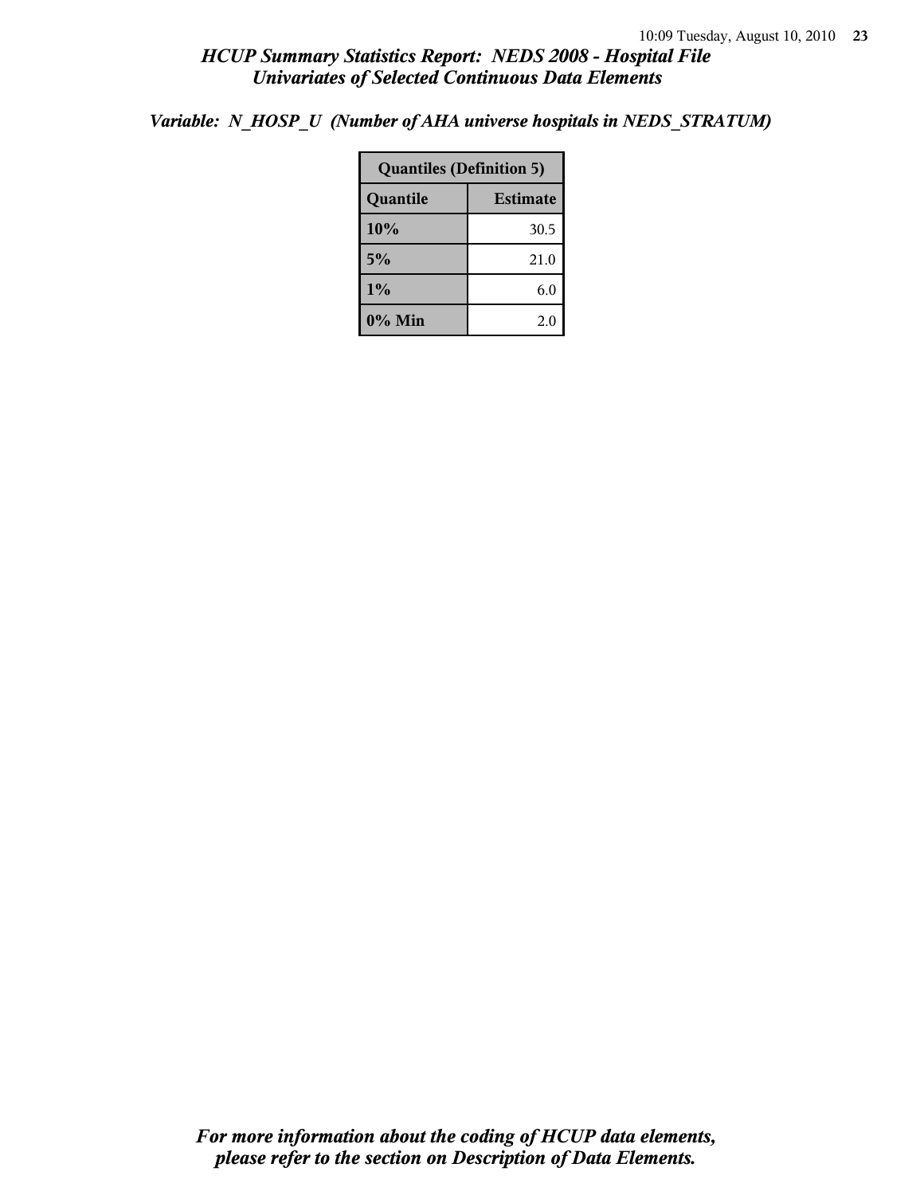*Variable: N_HOSP_U (Number of AHA universe hospitals in NEDS_STRATUM)*

| Quantiles (Definition 5) | |
|---|---|
| **Quantile** | **Estimate** |
| 10% | 30.5 |
| 5% | 21.0 |
| 1% | 6.0 |
| 0% Min | 2.0 |

***For more information about the coding of HCUP data elements, please refer to the section on Description of Data Elements.***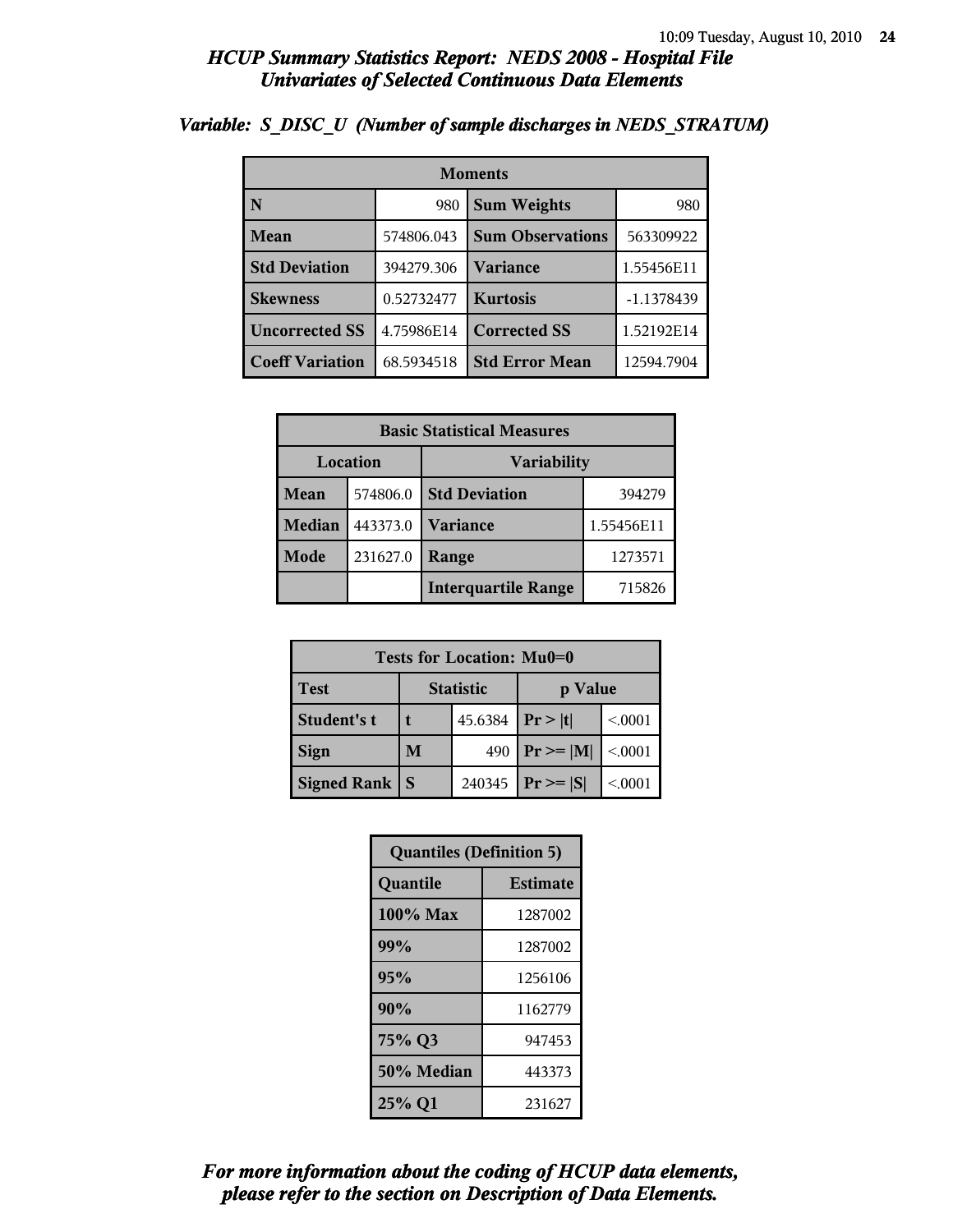## HCUP Summary Statistics Report: NEDS 2008 - Hospital File
## Univariates of Selected Continuous Data Elements

### Variable: S_DISC_U (Number of sample discharges in NEDS_STRATUM)

| Moments | | | |
|---|---|---|---|
| N | 980 | Sum Weights | 980 |
| Mean | 574806.043 | Sum Observations | 563309922 |
| Std Deviation | 394279.306 | Variance | 1.55456E11 |
| Skewness | 0.52732477 | Kurtosis | -1.1378439 |
| Uncorrected SS | 4.75986E14 | Corrected SS | 1.52192E14 |
| Coeff Variation | 68.5934518 | Std Error Mean | 12594.7904 |

| Basic Statistical Measures | | | |
|---|---|---|---|
| Location | | Variability | |
| Mean | 574806.0 | Std Deviation | 394279 |
| Median | 443373.0 | Variance | 1.55456E11 |
| Mode | 231627.0 | Range | 1273571 |
| | | Interquartile Range | 715826 |

| Tests for Location: Mu0=0 | | | | |
|---|---|---|---|---|
| Test | Statistic | | p Value | |
| Student's t | t | 45.6384 | Pr > \|t\| | <.0001 |
| Sign | M | 490 | Pr >= \|M\| | <.0001 |
| Signed Rank | S | 240345 | Pr >= \|S\| | <.0001 |

| Quantiles (Definition 5) | |
|---|---|
| Quantile | Estimate |
| 100% Max | 1287002 |
| 99% | 1287002 |
| 95% | 1256106 |
| 90% | 1162779 |
| 75% Q3 | 947453 |
| 50% Median | 443373 |
| 25% Q1 | 231627 |

*For more information about the coding of HCUP data elements, please refer to the section on Description of Data Elements.*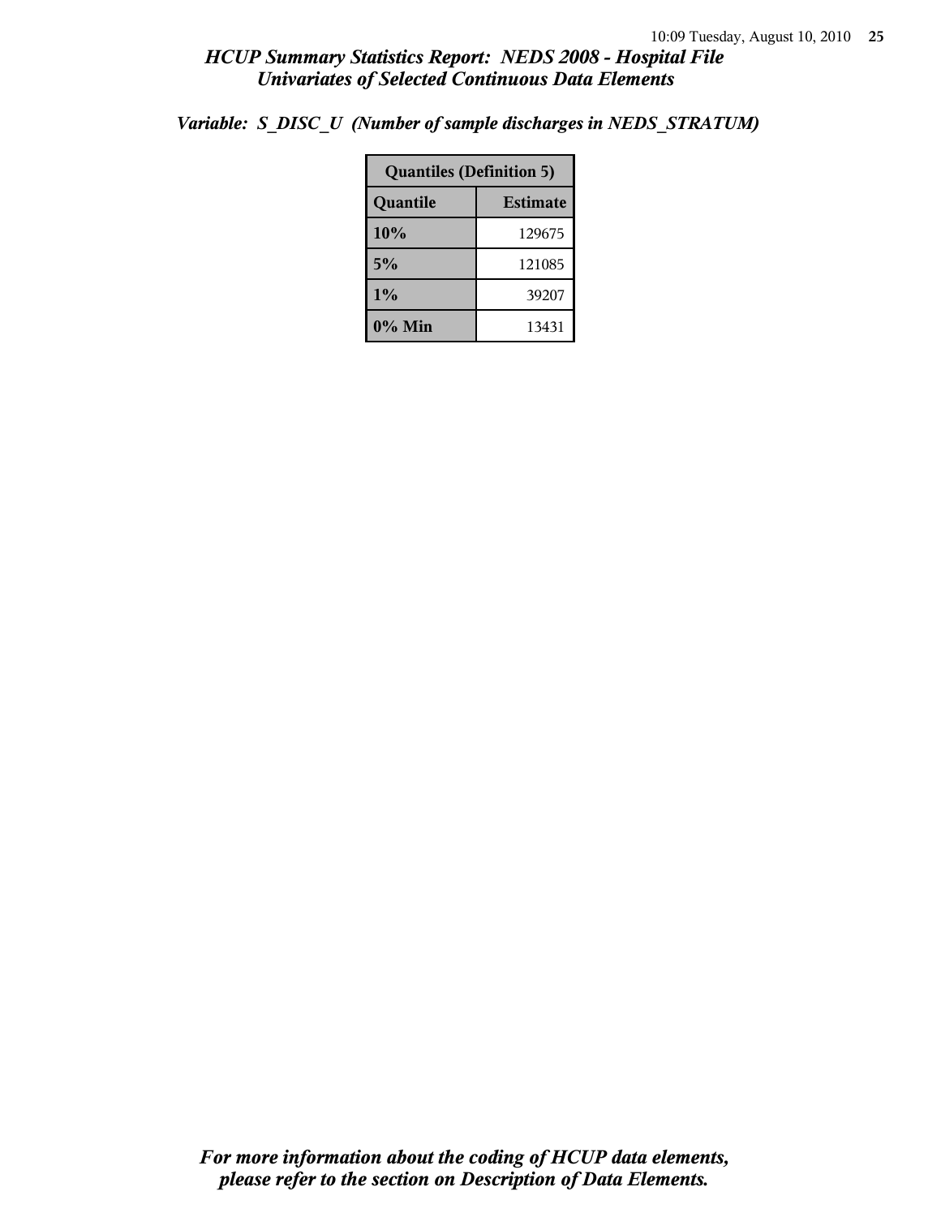*Variable: S_DISC_U (Number of sample discharges in NEDS_STRATUM)*

| Quantiles (Definition 5) | |
|---|---|
| **Quantile** | **Estimate** |
| **10%** | 129675 |
| **5%** | 121085 |
| **1%** | 39207 |
| **0% Min** | 13431 |

***For more information about the coding of HCUP data elements, please refer to the section on Description of Data Elements.***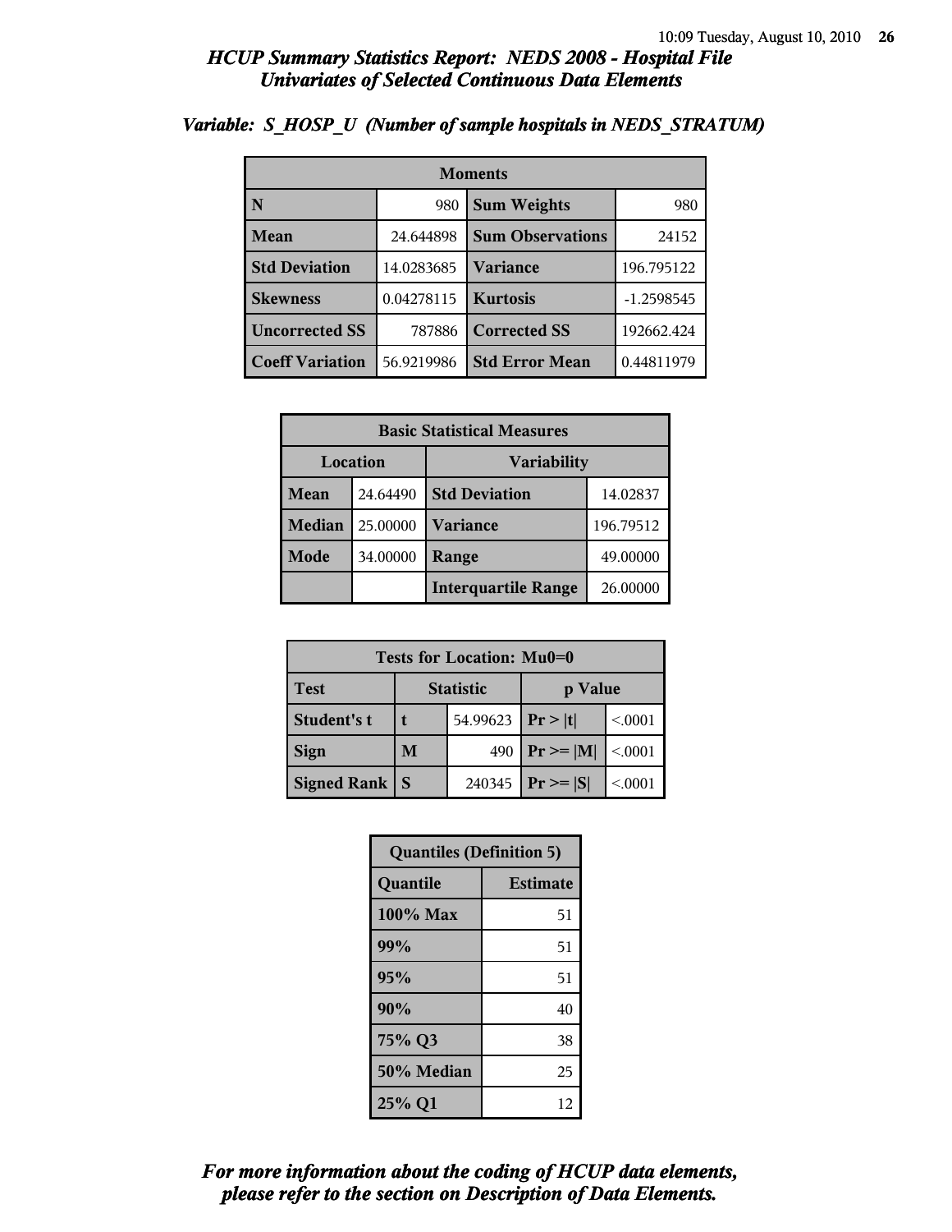## HCUP Summary Statistics Report: NEDS 2008 - Hospital File
## Univariates of Selected Continuous Data Elements

### Variable: S_HOSP_U (Number of sample hospitals in NEDS_STRATUM)

| Moments | | | |
|---|---|---|---|
| N | 980 | Sum Weights | 980 |
| Mean | 24.644898 | Sum Observations | 24152 |
| Std Deviation | 14.0283685 | Variance | 196.795122 |
| Skewness | 0.04278115 | Kurtosis | -1.2598545 |
| Uncorrected SS | 787886 | Corrected SS | 192662.424 |
| Coeff Variation | 56.9219986 | Std Error Mean | 0.44811979 |

| Basic Statistical Measures | | | |
|---|---|---|---|
| Location | | Variability | |
| Mean | 24.64490 | Std Deviation | 14.02837 |
| Median | 25.00000 | Variance | 196.79512 |
| Mode | 34.00000 | Range | 49.00000 |
| | | Interquartile Range | 26.00000 |

| Tests for Location: Mu0=0 | | | | |
|---|---|---|---|---|
| Test | Statistic | | p Value | |
| Student's t | t | 54.99623 | Pr > \|t\| | <.0001 |
| Sign | M | 490 | Pr >= \|M\| | <.0001 |
| Signed Rank | S | 240345 | Pr >= \|S\| | <.0001 |

| Quantiles (Definition 5) | |
|---|---|
| Quantile | Estimate |
| 100% Max | 51 |
| 99% | 51 |
| 95% | 51 |
| 90% | 40 |
| 75% Q3 | 38 |
| 50% Median | 25 |
| 25% Q1 | 12 |

*For more information about the coding of HCUP data elements, please refer to the section on Description of Data Elements.*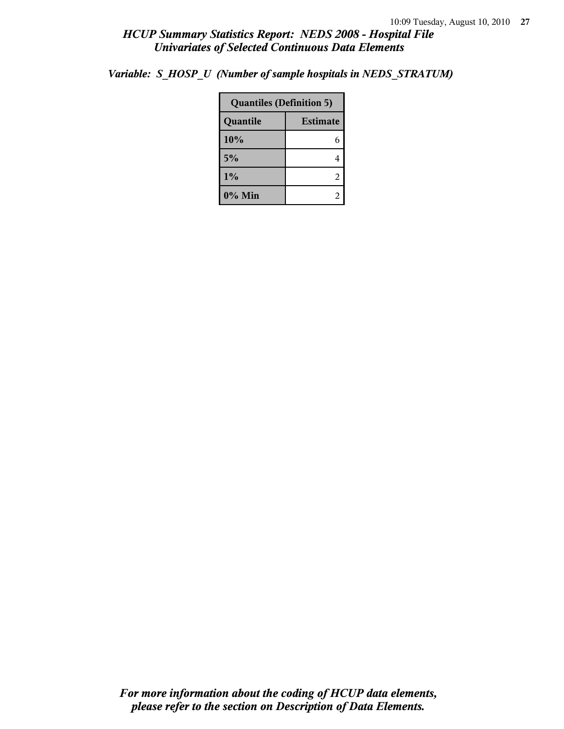### Variable: S_HOSP_U (Number of sample hospitals in NEDS_STRATUM)

| Quantiles (Definition 5) | |
|---|---|
| **Quantile** | **Estimate** |
| 10% | 6 |
| 5% | 4 |
| 1% | 2 |
| 0% Min | 2 |

***For more information about the coding of HCUP data elements, please refer to the section on Description of Data Elements.***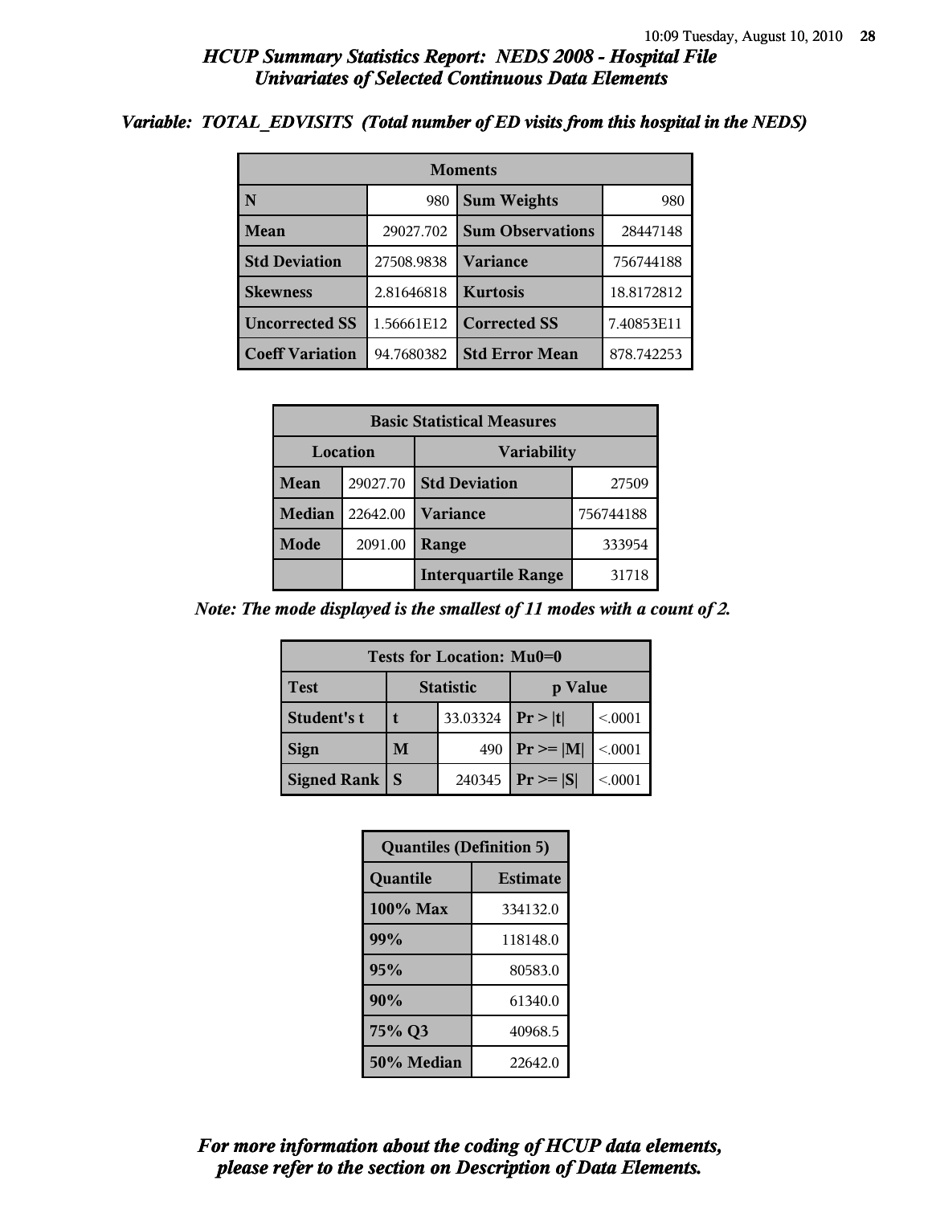# HCUP Summary Statistics Report: NEDS 2008 - Hospital File
## Univariates of Selected Continuous Data Elements

### Variable: TOTAL_EDVISITS (Total number of ED visits from this hospital in the NEDS)

| Moments | | | |
|---|---|---|---|
| **N** | 980 | **Sum Weights** | 980 |
| **Mean** | 29027.702 | **Sum Observations** | 28447148 |
| **Std Deviation** | 27508.9838 | **Variance** | 756744188 |
| **Skewness** | 2.81646818 | **Kurtosis** | 18.8172812 |
| **Uncorrected SS** | 1.56661E12 | **Corrected SS** | 7.40853E11 |
| **Coeff Variation** | 94.7680382 | **Std Error Mean** | 878.742253 |

| Basic Statistical Measures | | | |
|---|---|---|---|
| **Location** | | **Variability** | |
| **Mean** | 29027.70 | **Std Deviation** | 27509 |
| **Median** | 22642.00 | **Variance** | 756744188 |
| **Mode** | 2091.00 | **Range** | 333954 |
| | | **Interquartile Range** | 31718 |

*Note: The mode displayed is the smallest of 11 modes with a count of 2.*

| Tests for Location: Mu0=0 | | | | |
|---|---|---|---|---|
| **Test** | **Statistic** | | **p Value** | |
| **Student's t** | **t** | 33.03324 | **Pr > \|t\|** | <.0001 |
| **Sign** | **M** | 490 | **Pr >= \|M\|** | <.0001 |
| **Signed Rank** | **S** | 240345 | **Pr >= \|S\|** | <.0001 |

| Quantiles (Definition 5) | |
|---|---|
| **Quantile** | **Estimate** |
| **100% Max** | 334132.0 |
| **99%** | 118148.0 |
| **95%** | 80583.0 |
| **90%** | 61340.0 |
| **75% Q3** | 40968.5 |
| **50% Median** | 22642.0 |

***For more information about the coding of HCUP data elements, please refer to the section on Description of Data Elements.***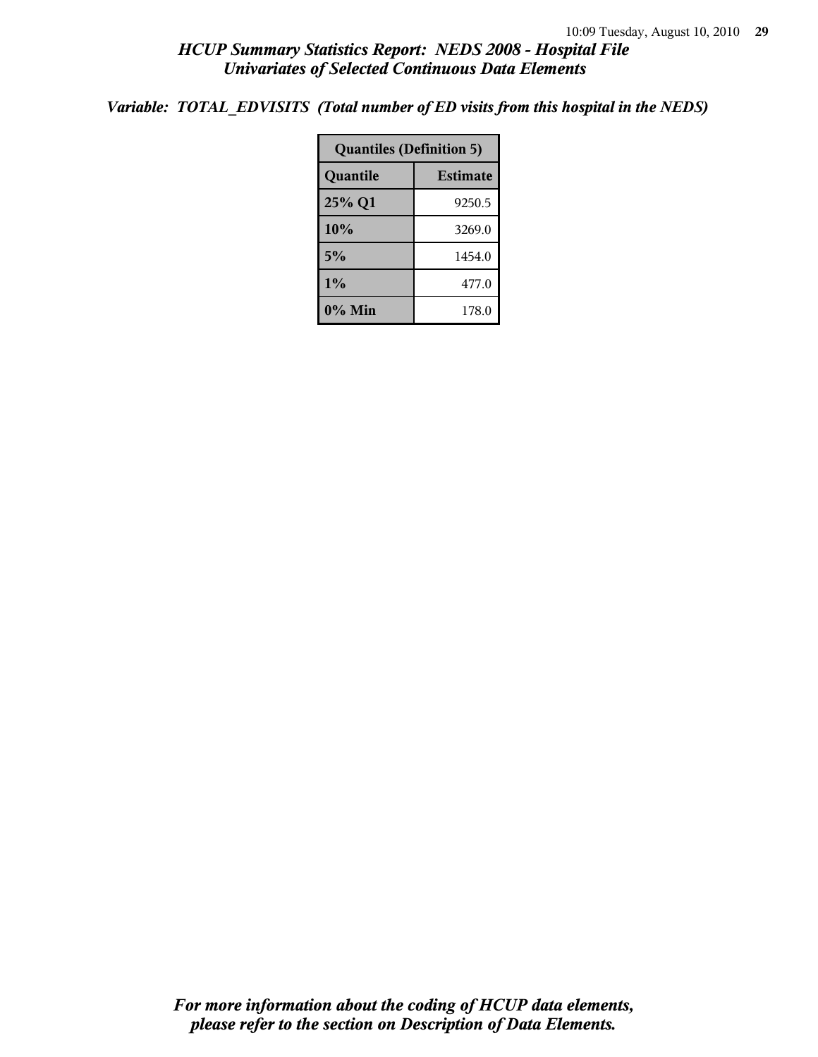## *Variable: TOTAL_EDVISITS (Total number of ED visits from this hospital in the NEDS)*

| Quantiles (Definition 5) | |
|---|---|
| **Quantile** | **Estimate** |
| **25% Q1** | 9250.5 |
| **10%** | 3269.0 |
| **5%** | 1454.0 |
| **1%** | 477.0 |
| **0% Min** | 178.0 |

***For more information about the coding of HCUP data elements, please refer to the section on Description of Data Elements.***